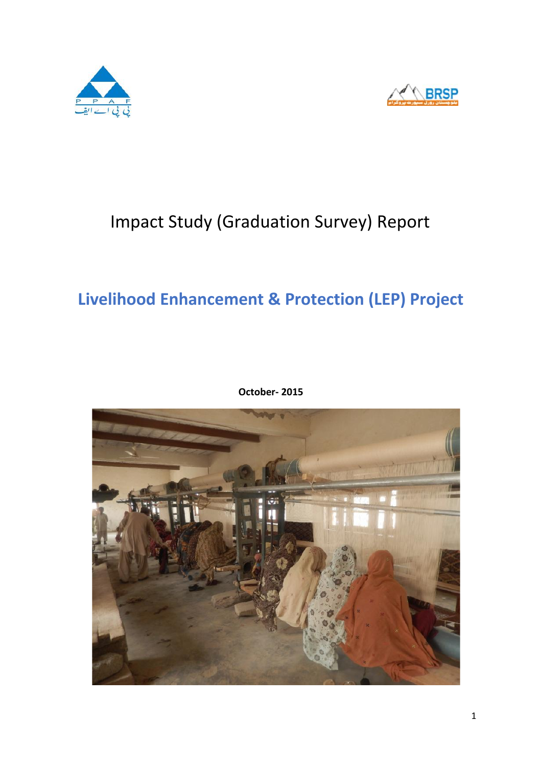# Impact Study (Graduation Survey) Report

## Livelihood Enhancement & Protection (LEP) Project

**October- 2015**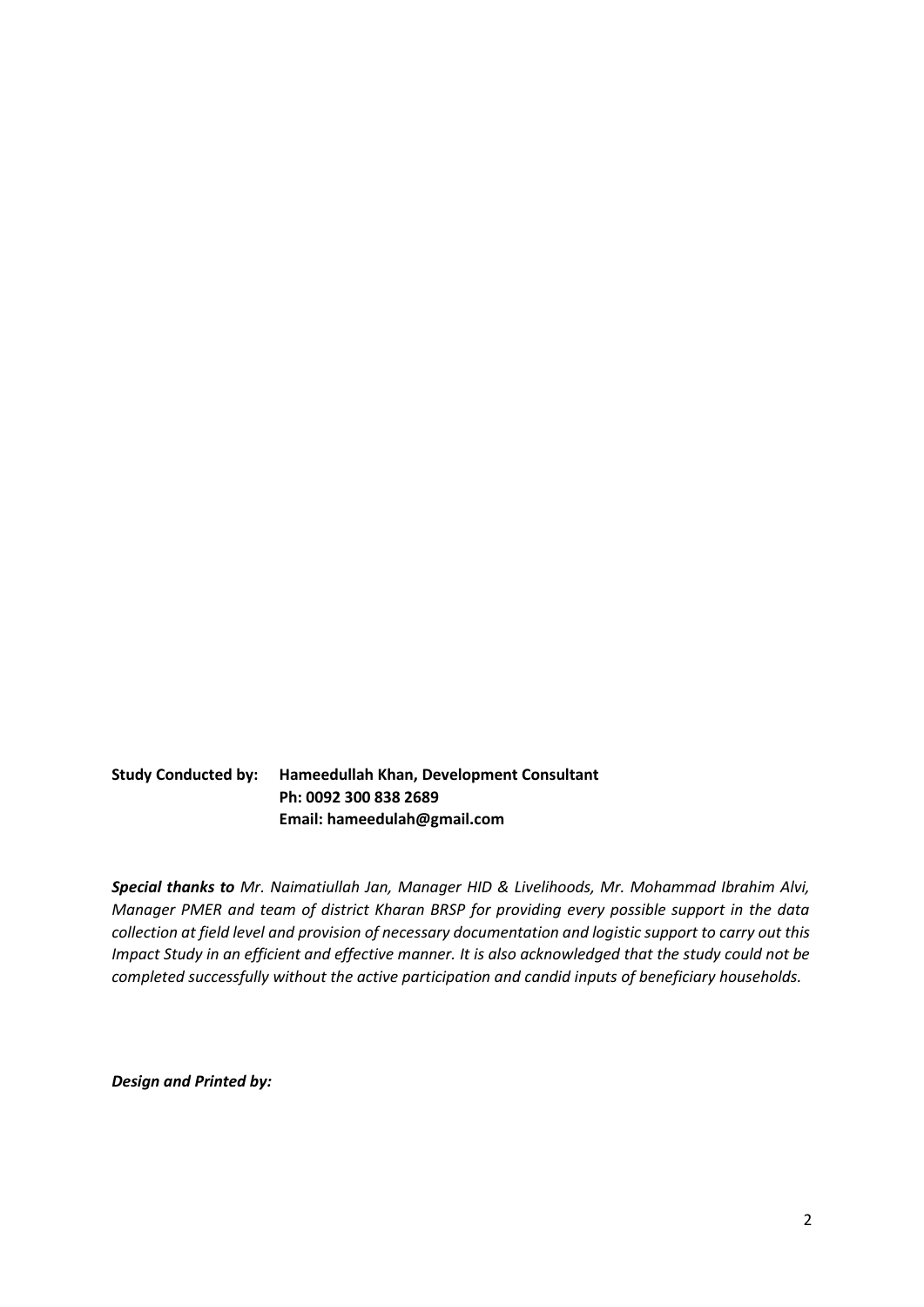**Study Conducted by:** **Hameedullah Khan, Development Consultant**
**Ph: 0092 300 838 2689**
**Email: hameedulah@gmail.com**

***Special thanks to*** *Mr. Naimatiullah Jan, Manager HID & Livelihoods, Mr. Mohammad Ibrahim Alvi, Manager PMER and team of district Kharan BRSP for providing every possible support in the data collection at field level and provision of necessary documentation and logistic support to carry out this Impact Study in an efficient and effective manner. It is also acknowledged that the study could not be completed successfully without the active participation and candid inputs of beneficiary households.*

***Design and Printed by:***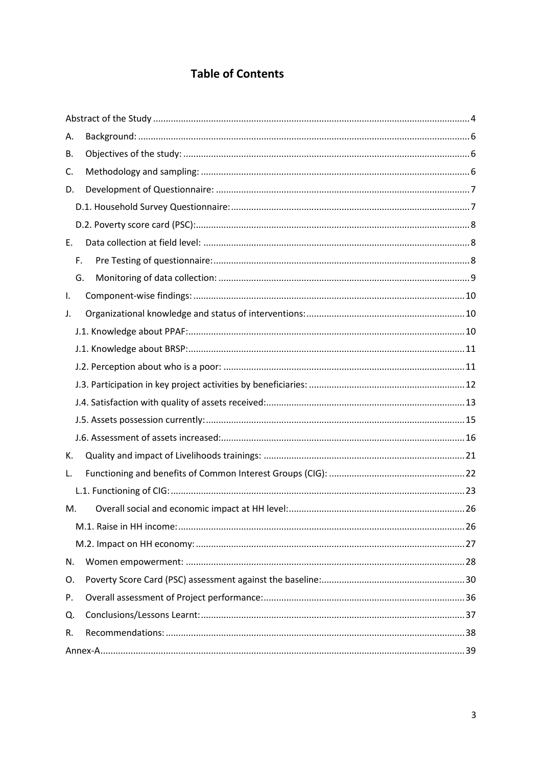# Table of Contents

Abstract of the Study .......... 4

A. Background: .......... 6

B. Objectives of the study: .......... 6

C. Methodology and sampling: .......... 6

D. Development of Questionnaire: .......... 7

- D.1. Household Survey Questionnaire: .......... 7
- D.2. Poverty score card (PSC): .......... 8

E. Data collection at field level: .......... 8

- F. Pre Testing of questionnaire: .......... 8
- G. Monitoring of data collection: .......... 9

I. Component-wise findings: .......... 10

J. Organizational knowledge and status of interventions: .......... 10

- J.1. Knowledge about PPAF: .......... 10
- J.1. Knowledge about BRSP: .......... 11
- J.2. Perception about who is a poor: .......... 11
- J.3. Participation in key project activities by beneficiaries: .......... 12
- J.4. Satisfaction with quality of assets received: .......... 13
- J.5. Assets possession currently: .......... 15
- J.6. Assessment of assets increased: .......... 16

K. Quality and impact of Livelihoods trainings: .......... 21

L. Functioning and benefits of Common Interest Groups (CIG): .......... 22

- L.1. Functioning of CIG: .......... 23

M. Overall social and economic impact at HH level: .......... 26

- M.1. Raise in HH income: .......... 26
- M.2. Impact on HH economy: .......... 27

N. Women empowerment: .......... 28

O. Poverty Score Card (PSC) assessment against the baseline: .......... 30

P. Overall assessment of Project performance: .......... 36

Q. Conclusions/Lessons Learnt: .......... 37

R. Recommendations: .......... 38

Annex-A .......... 39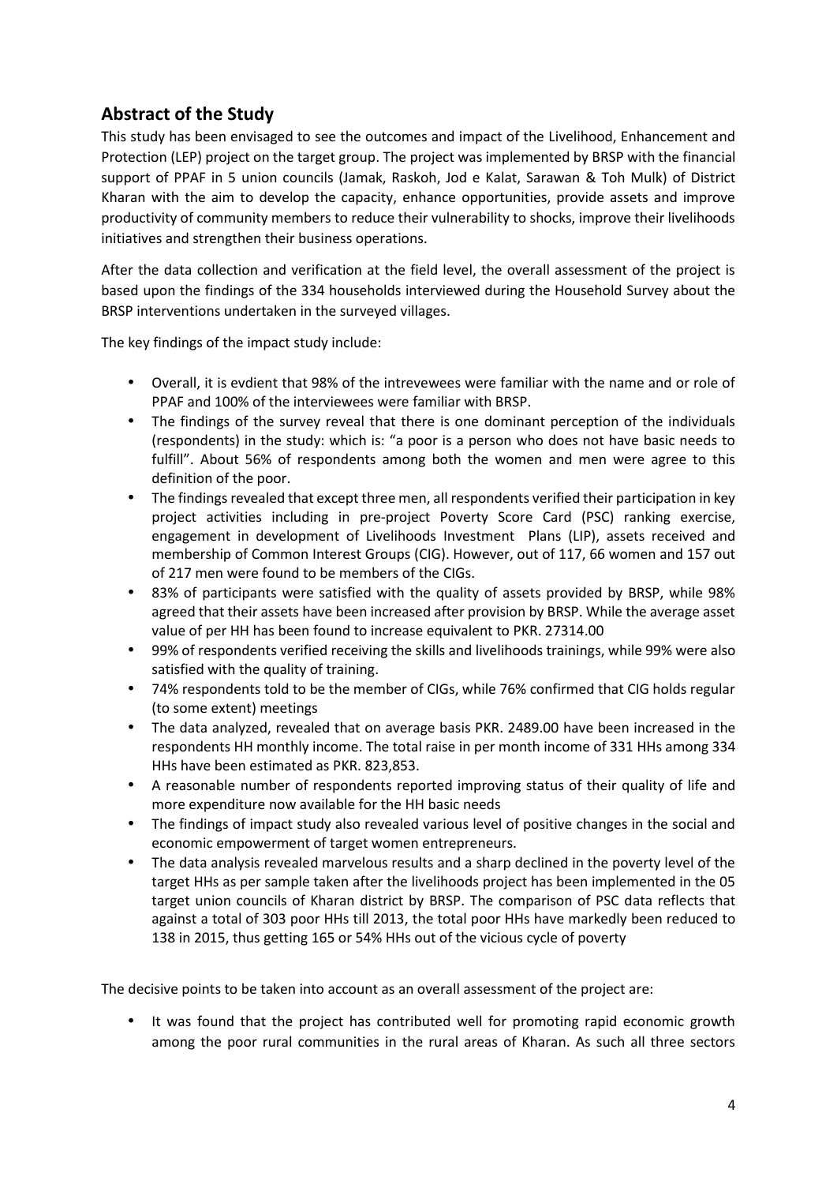## Abstract of the Study

This study has been envisaged to see the outcomes and impact of the Livelihood, Enhancement and Protection (LEP) project on the target group. The project was implemented by BRSP with the financial support of PPAF in 5 union councils (Jamak, Raskoh, Jod e Kalat, Sarawan & Toh Mulk) of District Kharan with the aim to develop the capacity, enhance opportunities, provide assets and improve productivity of community members to reduce their vulnerability to shocks, improve their livelihoods initiatives and strengthen their business operations.

After the data collection and verification at the field level, the overall assessment of the project is based upon the findings of the 334 households interviewed during the Household Survey about the BRSP interventions undertaken in the surveyed villages.

The key findings of the impact study include:

- Overall, it is evdient that 98% of the intrevewees were familiar with the name and or role of PPAF and 100% of the interviewees were familiar with BRSP.
- The findings of the survey reveal that there is one dominant perception of the individuals (respondents) in the study: which is: "a poor is a person who does not have basic needs to fulfill". About 56% of respondents among both the women and men were agree to this definition of the poor.
- The findings revealed that except three men, all respondents verified their participation in key project activities including in pre-project Poverty Score Card (PSC) ranking exercise, engagement in development of Livelihoods Investment Plans (LIP), assets received and membership of Common Interest Groups (CIG). However, out of 117, 66 women and 157 out of 217 men were found to be members of the CIGs.
- 83% of participants were satisfied with the quality of assets provided by BRSP, while 98% agreed that their assets have been increased after provision by BRSP. While the average asset value of per HH has been found to increase equivalent to PKR. 27314.00
- 99% of respondents verified receiving the skills and livelihoods trainings, while 99% were also satisfied with the quality of training.
- 74% respondents told to be the member of CIGs, while 76% confirmed that CIG holds regular (to some extent) meetings
- The data analyzed, revealed that on average basis PKR. 2489.00 have been increased in the respondents HH monthly income. The total raise in per month income of 331 HHs among 334 HHs have been estimated as PKR. 823,853.
- A reasonable number of respondents reported improving status of their quality of life and more expenditure now available for the HH basic needs
- The findings of impact study also revealed various level of positive changes in the social and economic empowerment of target women entrepreneurs.
- The data analysis revealed marvelous results and a sharp declined in the poverty level of the target HHs as per sample taken after the livelihoods project has been implemented in the 05 target union councils of Kharan district by BRSP. The comparison of PSC data reflects that against a total of 303 poor HHs till 2013, the total poor HHs have markedly been reduced to 138 in 2015, thus getting 165 or 54% HHs out of the vicious cycle of poverty

The decisive points to be taken into account as an overall assessment of the project are:

- It was found that the project has contributed well for promoting rapid economic growth among the poor rural communities in the rural areas of Kharan. As such all three sectors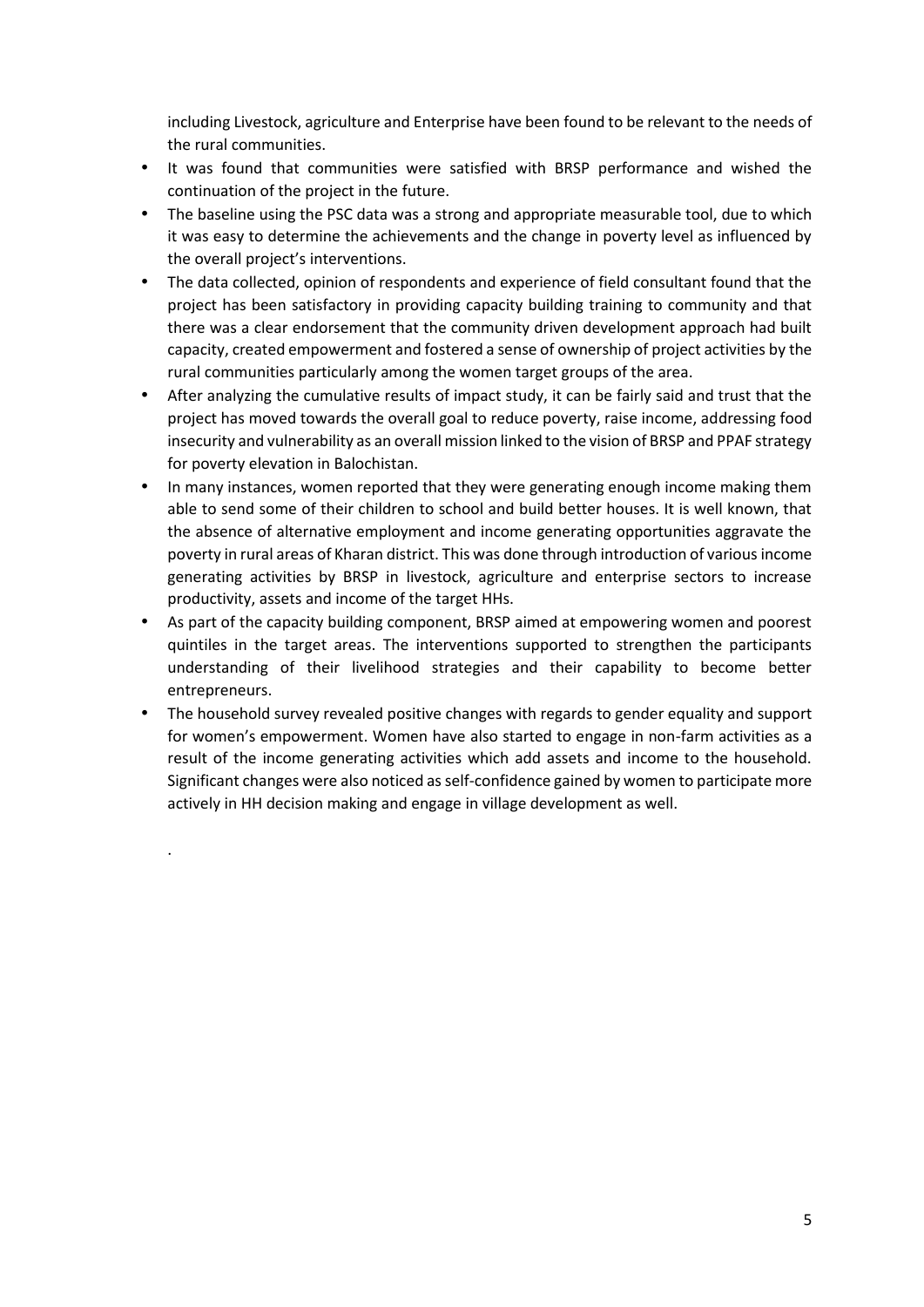including Livestock, agriculture and Enterprise have been found to be relevant to the needs of the rural communities.

- It was found that communities were satisfied with BRSP performance and wished the continuation of the project in the future.
- The baseline using the PSC data was a strong and appropriate measurable tool, due to which it was easy to determine the achievements and the change in poverty level as influenced by the overall project's interventions.
- The data collected, opinion of respondents and experience of field consultant found that the project has been satisfactory in providing capacity building training to community and that there was a clear endorsement that the community driven development approach had built capacity, created empowerment and fostered a sense of ownership of project activities by the rural communities particularly among the women target groups of the area.
- After analyzing the cumulative results of impact study, it can be fairly said and trust that the project has moved towards the overall goal to reduce poverty, raise income, addressing food insecurity and vulnerability as an overall mission linked to the vision of BRSP and PPAF strategy for poverty elevation in Balochistan.
- In many instances, women reported that they were generating enough income making them able to send some of their children to school and build better houses. It is well known, that the absence of alternative employment and income generating opportunities aggravate the poverty in rural areas of Kharan district. This was done through introduction of various income generating activities by BRSP in livestock, agriculture and enterprise sectors to increase productivity, assets and income of the target HHs.
- As part of the capacity building component, BRSP aimed at empowering women and poorest quintiles in the target areas. The interventions supported to strengthen the participants understanding of their livelihood strategies and their capability to become better entrepreneurs.
- The household survey revealed positive changes with regards to gender equality and support for women's empowerment. Women have also started to engage in non-farm activities as a result of the income generating activities which add assets and income to the household. Significant changes were also noticed as self-confidence gained by women to participate more actively in HH decision making and engage in village development as well.

.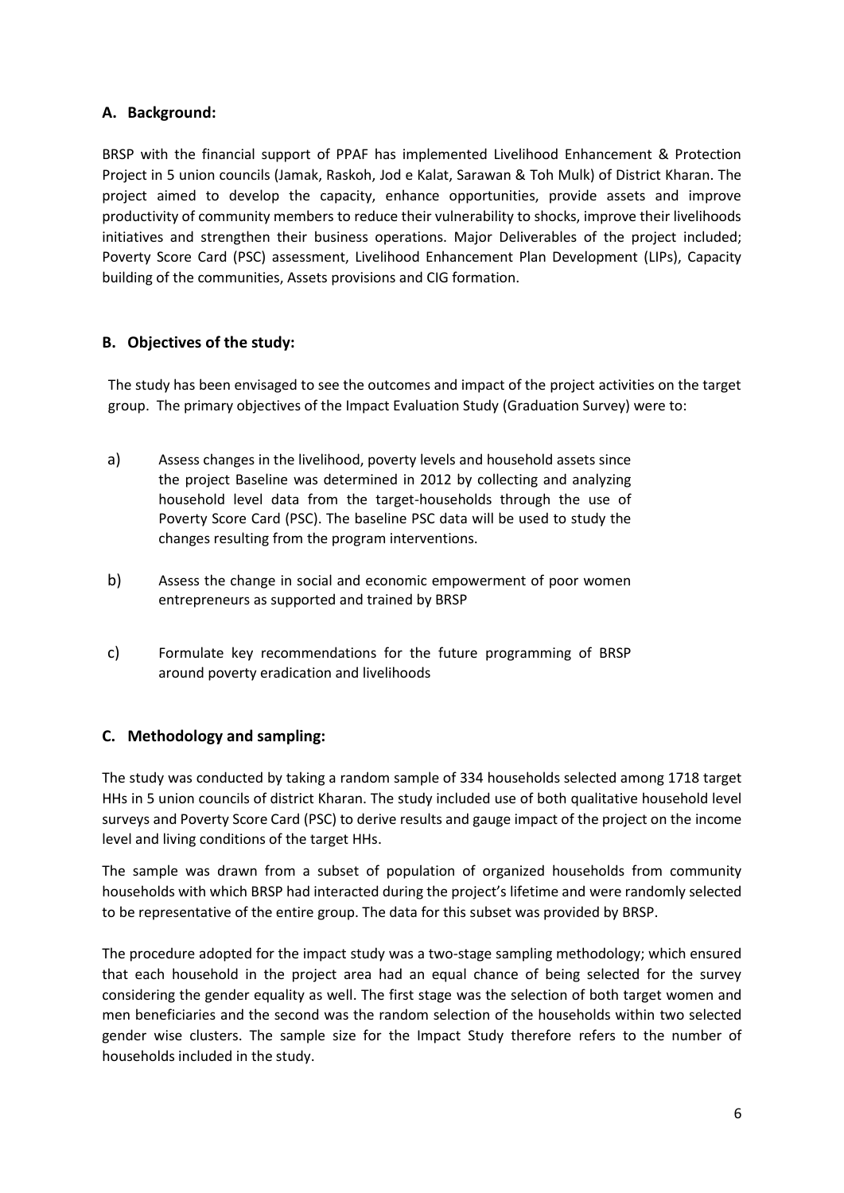## A. Background:

BRSP with the financial support of PPAF has implemented Livelihood Enhancement & Protection Project in 5 union councils (Jamak, Raskoh, Jod e Kalat, Sarawan & Toh Mulk) of District Kharan. The project aimed to develop the capacity, enhance opportunities, provide assets and improve productivity of community members to reduce their vulnerability to shocks, improve their livelihoods initiatives and strengthen their business operations. Major Deliverables of the project included; Poverty Score Card (PSC) assessment, Livelihood Enhancement Plan Development (LIPs), Capacity building of the communities, Assets provisions and CIG formation.

## B. Objectives of the study:

The study has been envisaged to see the outcomes and impact of the project activities on the target group. The primary objectives of the Impact Evaluation Study (Graduation Survey) were to:

a) Assess changes in the livelihood, poverty levels and household assets since the project Baseline was determined in 2012 by collecting and analyzing household level data from the target-households through the use of Poverty Score Card (PSC). The baseline PSC data will be used to study the changes resulting from the program interventions.

b) Assess the change in social and economic empowerment of poor women entrepreneurs as supported and trained by BRSP

c) Formulate key recommendations for the future programming of BRSP around poverty eradication and livelihoods

## C. Methodology and sampling:

The study was conducted by taking a random sample of 334 households selected among 1718 target HHs in 5 union councils of district Kharan. The study included use of both qualitative household level surveys and Poverty Score Card (PSC) to derive results and gauge impact of the project on the income level and living conditions of the target HHs.

The sample was drawn from a subset of population of organized households from community households with which BRSP had interacted during the project's lifetime and were randomly selected to be representative of the entire group. The data for this subset was provided by BRSP.

The procedure adopted for the impact study was a two-stage sampling methodology; which ensured that each household in the project area had an equal chance of being selected for the survey considering the gender equality as well. The first stage was the selection of both target women and men beneficiaries and the second was the random selection of the households within two selected gender wise clusters. The sample size for the Impact Study therefore refers to the number of households included in the study.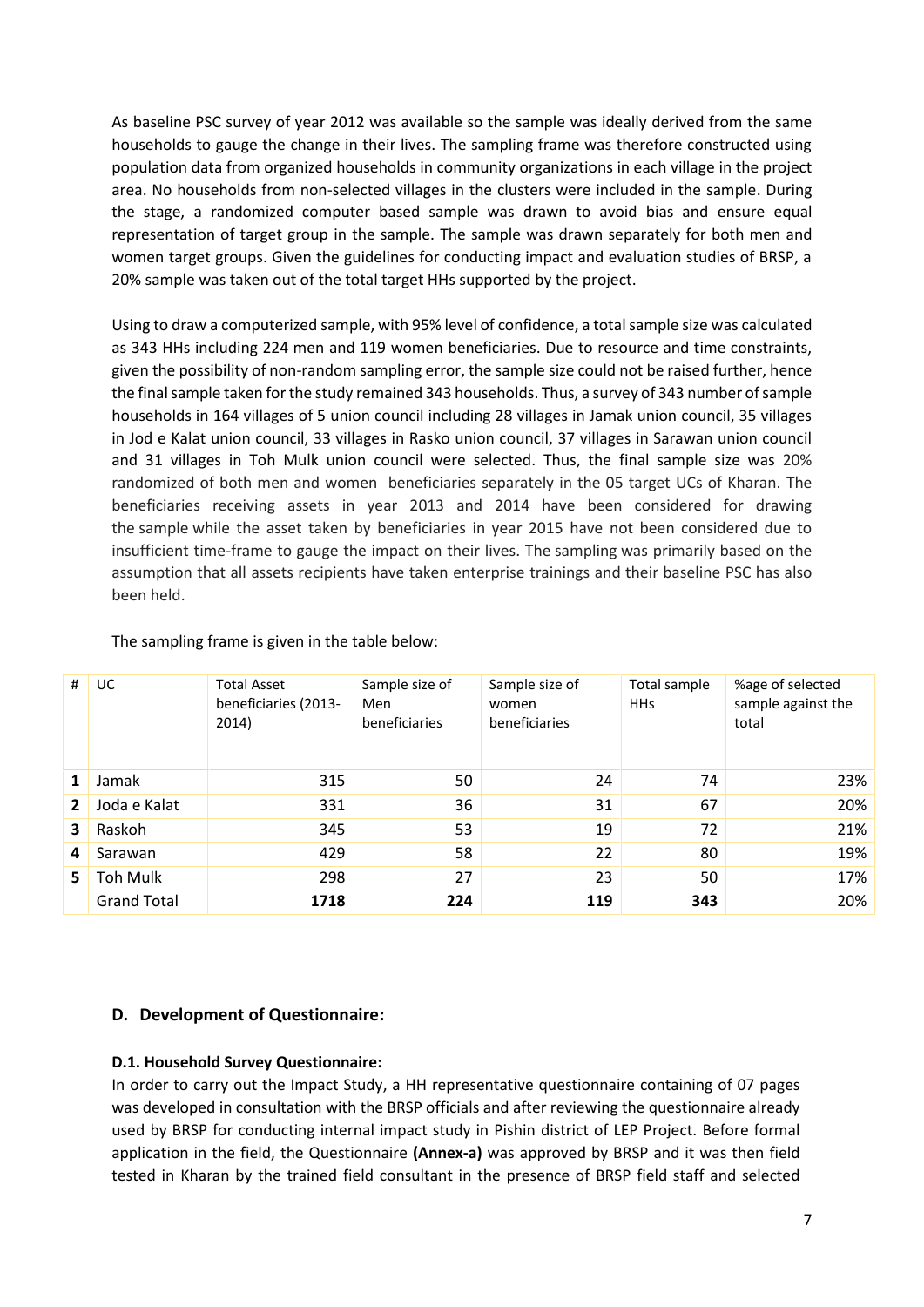As baseline PSC survey of year 2012 was available so the sample was ideally derived from the same households to gauge the change in their lives. The sampling frame was therefore constructed using population data from organized households in community organizations in each village in the project area. No households from non-selected villages in the clusters were included in the sample. During the stage, a randomized computer based sample was drawn to avoid bias and ensure equal representation of target group in the sample. The sample was drawn separately for both men and women target groups. Given the guidelines for conducting impact and evaluation studies of BRSP, a 20% sample was taken out of the total target HHs supported by the project.

Using to draw a computerized sample, with 95% level of confidence, a total sample size was calculated as 343 HHs including 224 men and 119 women beneficiaries. Due to resource and time constraints, given the possibility of non-random sampling error, the sample size could not be raised further, hence the final sample taken for the study remained 343 households. Thus, a survey of 343 number of sample households in 164 villages of 5 union council including 28 villages in Jamak union council, 35 villages in Jod e Kalat union council, 33 villages in Rasko union council, 37 villages in Sarawan union council and 31 villages in Toh Mulk union council were selected. Thus, the final sample size was 20% randomized of both men and women beneficiaries separately in the 05 target UCs of Kharan. The beneficiaries receiving assets in year 2013 and 2014 have been considered for drawing the sample while the asset taken by beneficiaries in year 2015 have not been considered due to insufficient time-frame to gauge the impact on their lives. The sampling was primarily based on the assumption that all assets recipients have taken enterprise trainings and their baseline PSC has also been held.

The sampling frame is given in the table below:

| # | UC | Total Asset beneficiaries (2013-2014) | Sample size of Men beneficiaries | Sample size of women beneficiaries | Total sample HHs | %age of selected sample against the total |
|---|---|---|---|---|---|---|
| **1** | Jamak | 315 | 50 | 24 | 74 | 23% |
| **2** | Joda e Kalat | 331 | 36 | 31 | 67 | 20% |
| **3** | Raskoh | 345 | 53 | 19 | 72 | 21% |
| **4** | Sarawan | 429 | 58 | 22 | 80 | 19% |
| **5** | Toh Mulk | 298 | 27 | 23 | 50 | 17% |
| | Grand Total | **1718** | **224** | **119** | **343** | 20% |

## D. Development of Questionnaire:

### D.1. Household Survey Questionnaire:

In order to carry out the Impact Study, a HH representative questionnaire containing of 07 pages was developed in consultation with the BRSP officials and after reviewing the questionnaire already used by BRSP for conducting internal impact study in Pishin district of LEP Project. Before formal application in the field, the Questionnaire **(Annex-a)** was approved by BRSP and it was then field tested in Kharan by the trained field consultant in the presence of BRSP field staff and selected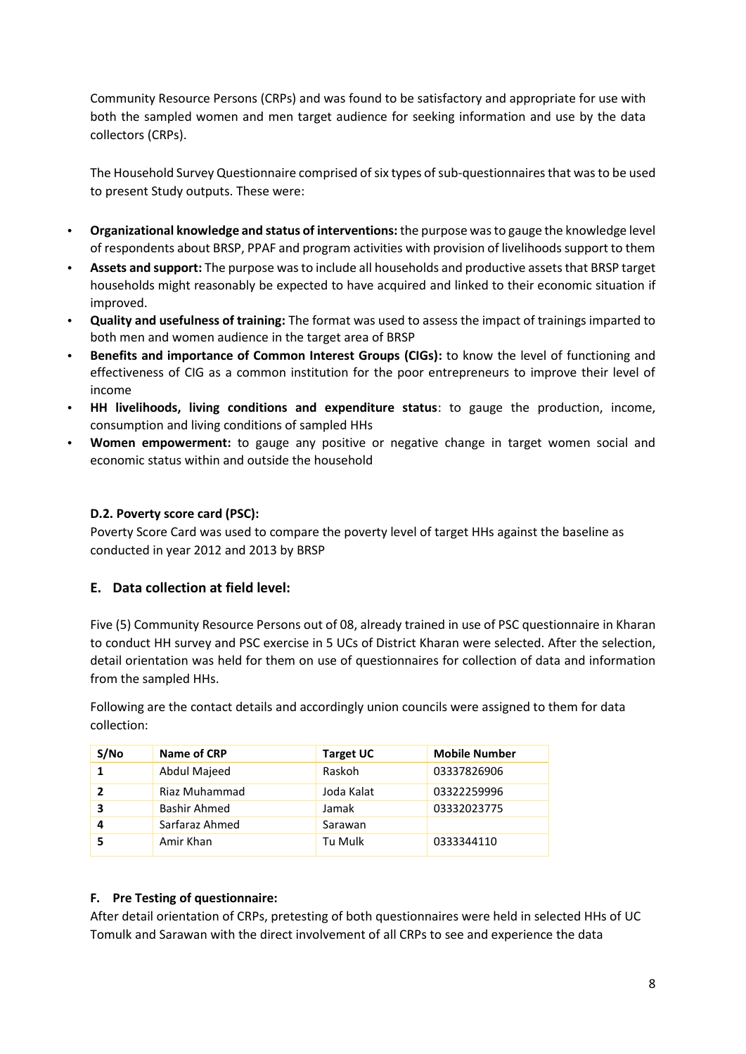Community Resource Persons (CRPs) and was found to be satisfactory and appropriate for use with both the sampled women and men target audience for seeking information and use by the data collectors (CRPs).

The Household Survey Questionnaire comprised of six types of sub-questionnaires that was to be used to present Study outputs. These were:

- **Organizational knowledge and status of interventions:** the purpose was to gauge the knowledge level of respondents about BRSP, PPAF and program activities with provision of livelihoods support to them
- **Assets and support:** The purpose was to include all households and productive assets that BRSP target households might reasonably be expected to have acquired and linked to their economic situation if improved.
- **Quality and usefulness of training:** The format was used to assess the impact of trainings imparted to both men and women audience in the target area of BRSP
- **Benefits and importance of Common Interest Groups (CIGs):** to know the level of functioning and effectiveness of CIG as a common institution for the poor entrepreneurs to improve their level of income
- **HH livelihoods, living conditions and expenditure status**: to gauge the production, income, consumption and living conditions of sampled HHs
- **Women empowerment:** to gauge any positive or negative change in target women social and economic status within and outside the household

### D.2. Poverty score card (PSC):

Poverty Score Card was used to compare the poverty level of target HHs against the baseline as conducted in year 2012 and 2013 by BRSP

## E. Data collection at field level:

Five (5) Community Resource Persons out of 08, already trained in use of PSC questionnaire in Kharan to conduct HH survey and PSC exercise in 5 UCs of District Kharan were selected. After the selection, detail orientation was held for them on use of questionnaires for collection of data and information from the sampled HHs.

Following are the contact details and accordingly union councils were assigned to them for data collection:

| S/No | Name of CRP | Target UC | Mobile Number |
|---|---|---|---|
| 1 | Abdul Majeed | Raskoh | 03337826906 |
| 2 | Riaz Muhammad | Joda Kalat | 03322259996 |
| 3 | Bashir Ahmed | Jamak | 03332023775 |
| 4 | Sarfaraz Ahmed | Sarawan | |
| 5 | Amir Khan | Tu Mulk | 0333344110 |

### F. Pre Testing of questionnaire:

After detail orientation of CRPs, pretesting of both questionnaires were held in selected HHs of UC Tomulk and Sarawan with the direct involvement of all CRPs to see and experience the data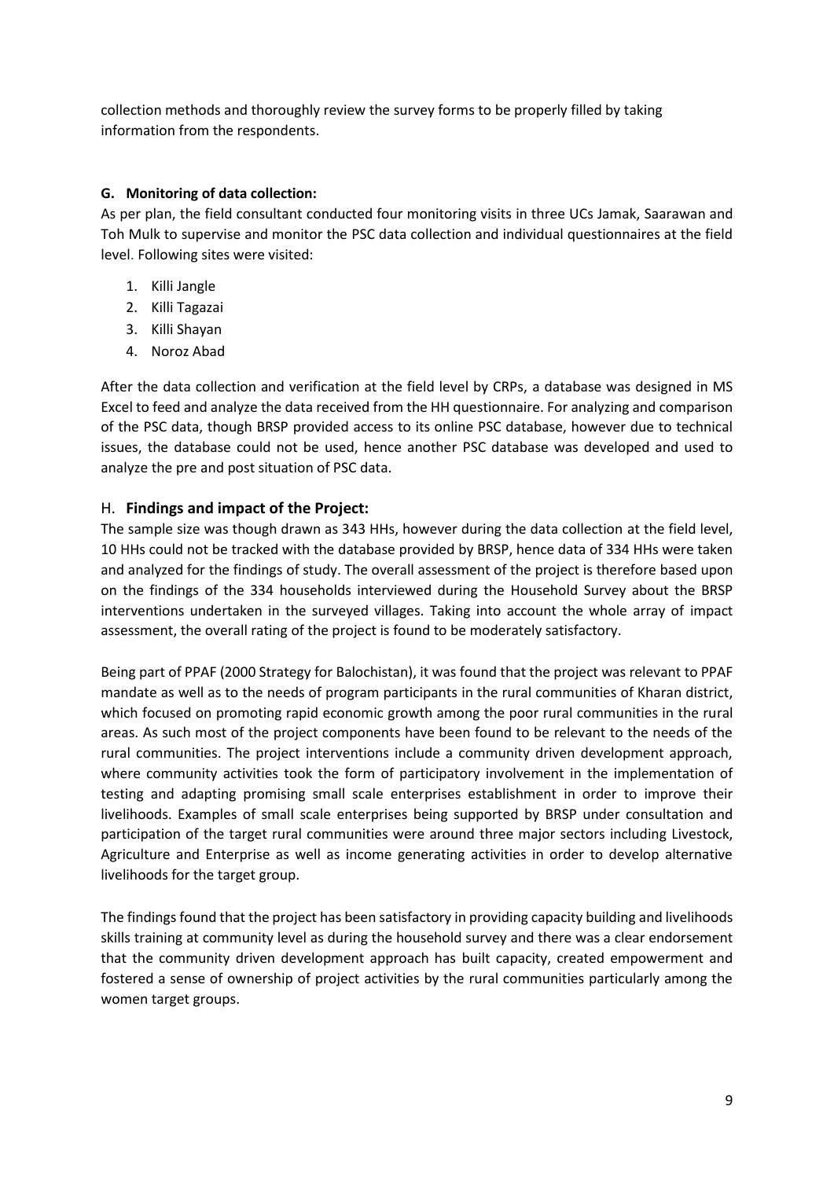collection methods and thoroughly review the survey forms to be properly filled by taking information from the respondents.

### G. Monitoring of data collection:

As per plan, the field consultant conducted four monitoring visits in three UCs Jamak, Saarawan and Toh Mulk to supervise and monitor the PSC data collection and individual questionnaires at the field level. Following sites were visited:

1. Killi Jangle
2. Killi Tagazai
3. Killi Shayan
4. Noroz Abad

After the data collection and verification at the field level by CRPs, a database was designed in MS Excel to feed and analyze the data received from the HH questionnaire. For analyzing and comparison of the PSC data, though BRSP provided access to its online PSC database, however due to technical issues, the database could not be used, hence another PSC database was developed and used to analyze the pre and post situation of PSC data.

### H. Findings and impact of the Project:

The sample size was though drawn as 343 HHs, however during the data collection at the field level, 10 HHs could not be tracked with the database provided by BRSP, hence data of 334 HHs were taken and analyzed for the findings of study. The overall assessment of the project is therefore based upon on the findings of the 334 households interviewed during the Household Survey about the BRSP interventions undertaken in the surveyed villages. Taking into account the whole array of impact assessment, the overall rating of the project is found to be moderately satisfactory.

Being part of PPAF (2000 Strategy for Balochistan), it was found that the project was relevant to PPAF mandate as well as to the needs of program participants in the rural communities of Kharan district, which focused on promoting rapid economic growth among the poor rural communities in the rural areas. As such most of the project components have been found to be relevant to the needs of the rural communities. The project interventions include a community driven development approach, where community activities took the form of participatory involvement in the implementation of testing and adapting promising small scale enterprises establishment in order to improve their livelihoods. Examples of small scale enterprises being supported by BRSP under consultation and participation of the target rural communities were around three major sectors including Livestock, Agriculture and Enterprise as well as income generating activities in order to develop alternative livelihoods for the target group.

The findings found that the project has been satisfactory in providing capacity building and livelihoods skills training at community level as during the household survey and there was a clear endorsement that the community driven development approach has built capacity, created empowerment and fostered a sense of ownership of project activities by the rural communities particularly among the women target groups.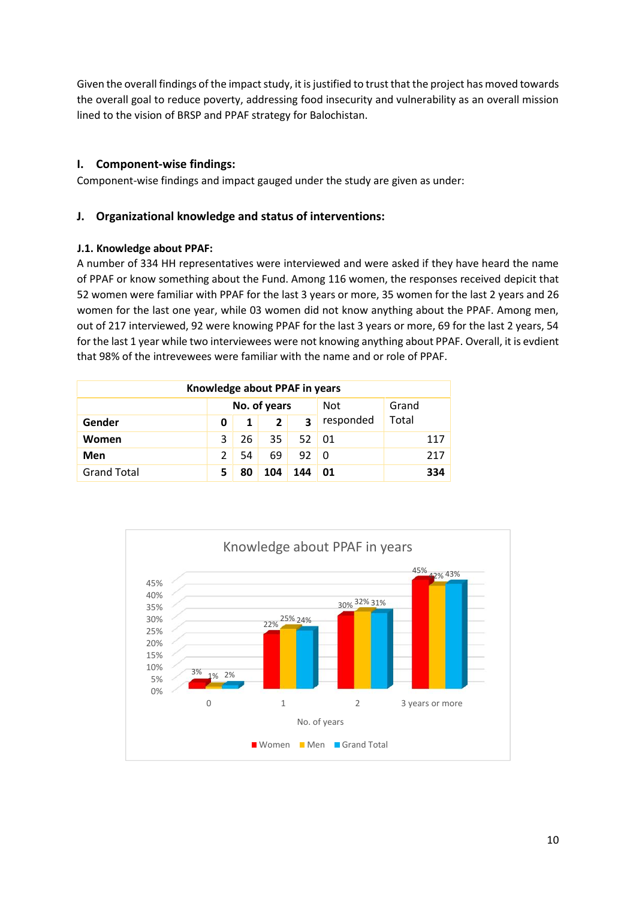Given the overall findings of the impact study, it is justified to trust that the project has moved towards the overall goal to reduce poverty, addressing food insecurity and vulnerability as an overall mission lined to the vision of BRSP and PPAF strategy for Balochistan.

## I. Component-wise findings:

Component-wise findings and impact gauged under the study are given as under:

## J. Organizational knowledge and status of interventions:

### J.1. Knowledge about PPAF:

A number of 334 HH representatives were interviewed and were asked if they have heard the name of PPAF or know something about the Fund. Among 116 women, the responses received depict that 52 women were familiar with PPAF for the last 3 years or more, 35 women for the last 2 years and 26 women for the last one year, while 03 women did not know anything about the PPAF. Among men, out of 217 interviewed, 92 were knowing PPAF for the last 3 years or more, 69 for the last 2 years, 54 for the last 1 year while two interviewees were not knowing anything about PPAF. Overall, it is evdient that 98% of the intrevewees were familiar with the name and or role of PPAF.

| Knowledge about PPAF in years | | | | | | |
|---|---|---|---|---|---|---|
| | No. of years | | | | Not responded | Grand Total |
| **Gender** | **0** | **1** | **2** | **3** | | |
| **Women** | 3 | 26 | 35 | 52 | 01 | 117 |
| **Men** | 2 | 54 | 69 | 92 | 0 | 217 |
| Grand Total | **5** | **80** | **104** | **144** | **01** | **334** |

Knowledge about PPAF in years

| No. of years | Women | Men | Grand Total |
|---|---|---|---|
| 0 | 3% | 1% | 2% |
| 1 | 22% | 25% | 24% |
| 2 | 30% | 32% | 31% |
| 3 years or more | 45% | 42% | 43% |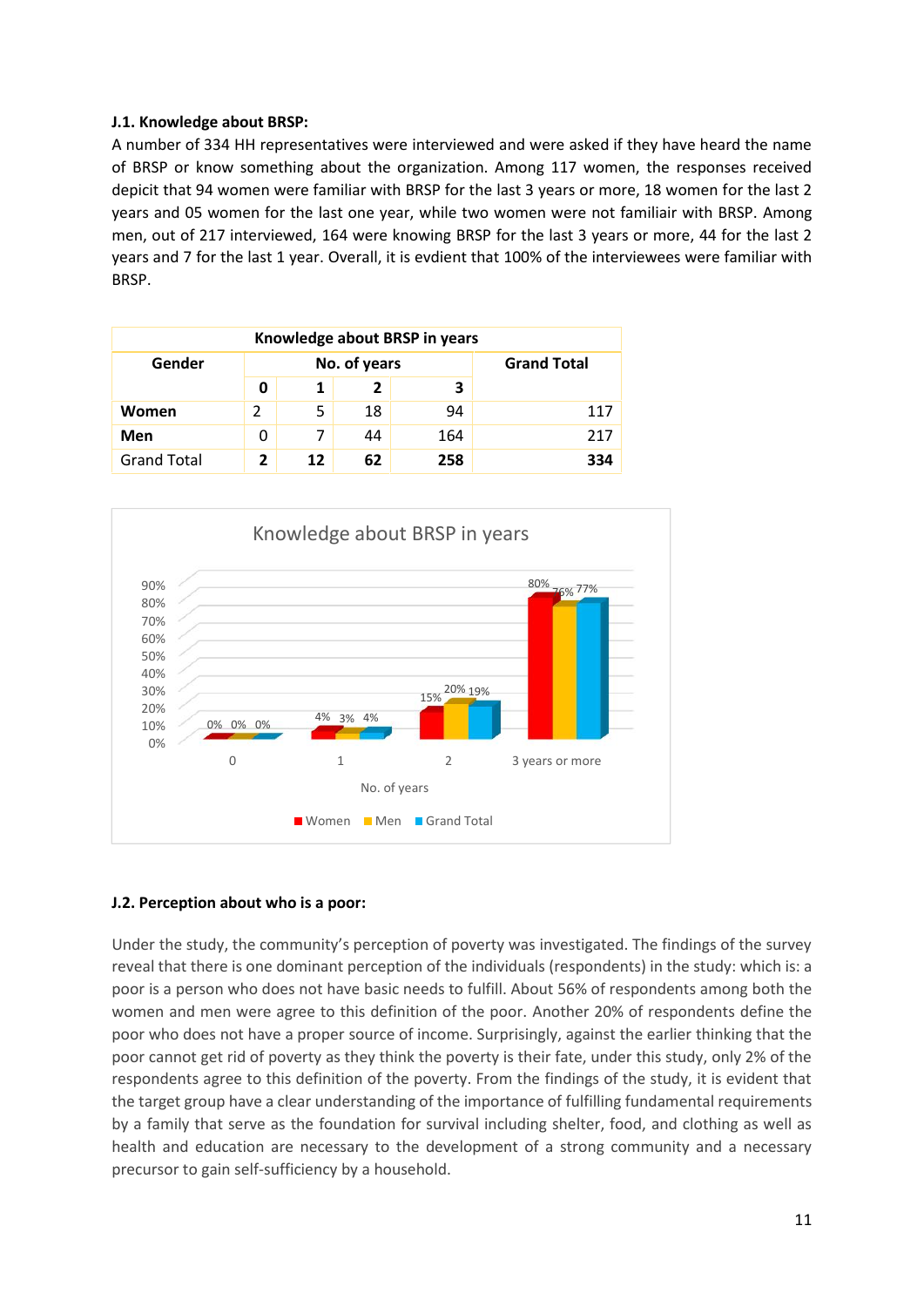**J.1. Knowledge about BRSP:**

A number of 334 HH representatives were interviewed and were asked if they have heard the name of BRSP or know something about the organization. Among 117 women, the responses received depict that 94 women were familiar with BRSP for the last 3 years or more, 18 women for the last 2 years and 05 women for the last one year, while two women were not familiair with BRSP. Among men, out of 217 interviewed, 164 were knowing BRSP for the last 3 years or more, 44 for the last 2 years and 7 for the last 1 year. Overall, it is evdient that 100% of the interviewees were familiar with BRSP.

| Knowledge about BRSP in years | | | | | |
|---|---|---|---|---|---|
| **Gender** | **No. of years** | | | | **Grand Total** |
| | **0** | **1** | **2** | **3** | |
| **Women** | 2 | 5 | 18 | 94 | 117 |
| **Men** | 0 | 7 | 44 | 164 | 217 |
| Grand Total | **2** | **12** | **62** | **258** | **334** |

Knowledge about BRSP in years

| No. of years | Women | Men | Grand Total |
|---|---|---|---|
| 0 | 0% | 0% | 0% |
| 1 | 4% | 3% | 4% |
| 2 | 15% | 20% | 19% |
| 3 years or more | 80% | 76% | 77% |

**J.2. Perception about who is a poor:**

Under the study, the community's perception of poverty was investigated. The findings of the survey reveal that there is one dominant perception of the individuals (respondents) in the study: which is: a poor is a person who does not have basic needs to fulfill. About 56% of respondents among both the women and men were agree to this definition of the poor. Another 20% of respondents define the poor who does not have a proper source of income. Surprisingly, against the earlier thinking that the poor cannot get rid of poverty as they think the poverty is their fate, under this study, only 2% of the respondents agree to this definition of the poverty. From the findings of the study, it is evident that the target group have a clear understanding of the importance of fulfilling fundamental requirements by a family that serve as the foundation for survival including shelter, food, and clothing as well as health and education are necessary to the development of a strong community and a necessary precursor to gain self-sufficiency by a household.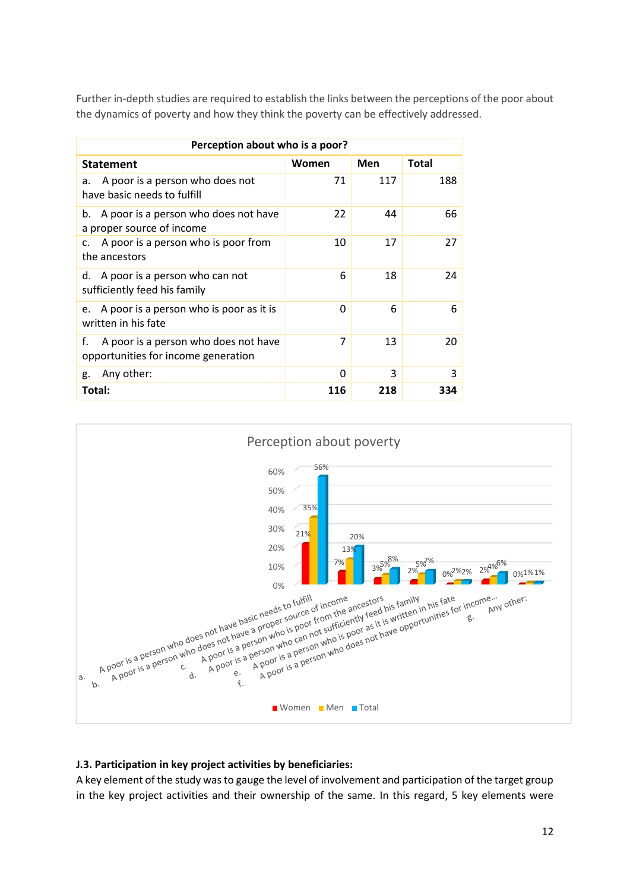Further in-depth studies are required to establish the links between the perceptions of the poor about the dynamics of poverty and how they think the poverty can be effectively addressed.

| Perception about who is a poor? | | | |
|---|---|---|---|
| **Statement** | **Women** | **Men** | **Total** |
| a. A poor is a person who does not have basic needs to fulfill | 71 | 117 | 188 |
| b. A poor is a person who does not have a proper source of income | 22 | 44 | 66 |
| c. A poor is a person who is poor from the ancestors | 10 | 17 | 27 |
| d. A poor is a person who can not sufficiently feed his family | 6 | 18 | 24 |
| e. A poor is a person who is poor as it is written in his fate | 0 | 6 | 6 |
| f. A poor is a person who does not have opportunities for income generation | 7 | 13 | 20 |
| g. Any other: | 0 | 3 | 3 |
| **Total:** | **116** | **218** | **334** |

**J.3. Participation in key project activities by beneficiaries:**

A key element of the study was to gauge the level of involvement and participation of the target group in the key project activities and their ownership of the same. In this regard, 5 key elements were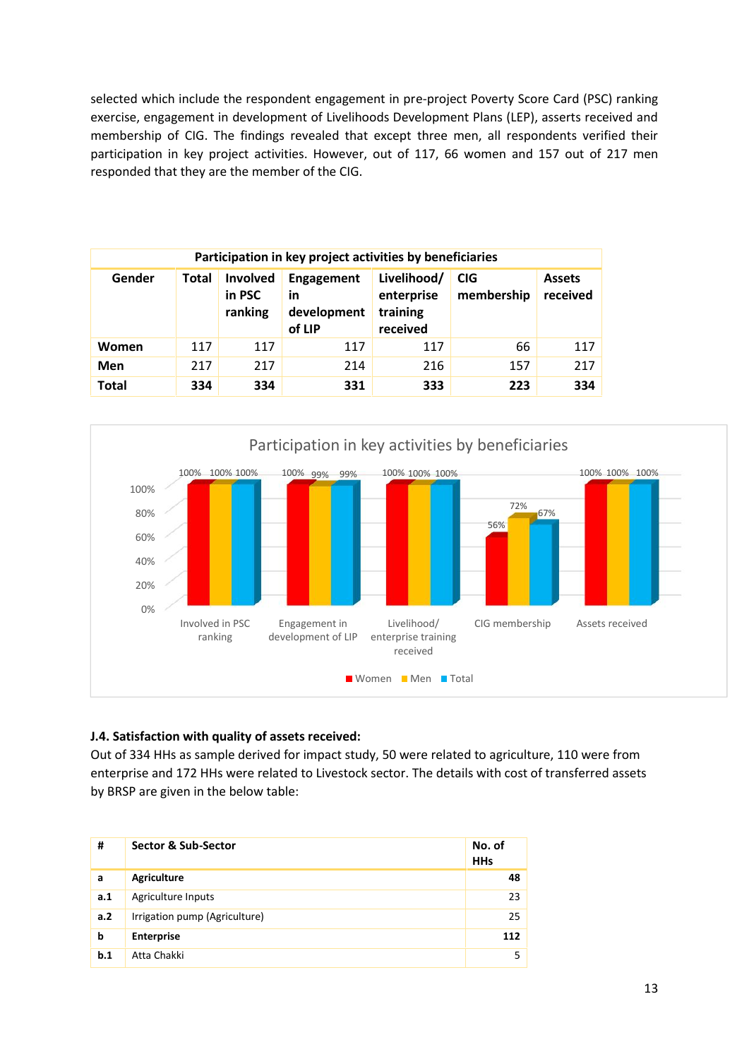selected which include the respondent engagement in pre-project Poverty Score Card (PSC) ranking exercise, engagement in development of Livelihoods Development Plans (LEP), asserts received and membership of CIG. The findings revealed that except three men, all respondents verified their participation in key project activities. However, out of 117, 66 women and 157 out of 217 men responded that they are the member of the CIG.

| Participation in key project activities by beneficiaries | | | | | | |
|---|---|---|---|---|---|---|
| **Gender** | **Total** | **Involved in PSC ranking** | **Engagement in development of LIP** | **Livelihood/ enterprise training received** | **CIG membership** | **Assets received** |
| **Women** | 117 | 117 | 117 | 117 | 66 | 117 |
| **Men** | 217 | 217 | 214 | 216 | 157 | 217 |
| **Total** | **334** | **334** | **331** | **333** | **223** | **334** |

Participation in key activities by beneficiaries

| | Women | Men | Total |
|---|---|---|---|
| Involved in PSC ranking | 100% | 100% | 100% |
| Engagement in development of LIP | 100% | 99% | 99% |
| Livelihood/ enterprise training received | 100% | 100% | 100% |
| CIG membership | 56% | 72% | 67% |
| Assets received | 100% | 100% | 100% |

### J.4. Satisfaction with quality of assets received:

Out of 334 HHs as sample derived for impact study, 50 were related to agriculture, 110 were from enterprise and 172 HHs were related to Livestock sector. The details with cost of transferred assets by BRSP are given in the below table:

| # | Sector & Sub-Sector | No. of HHs |
|---|---|---|
| **a** | **Agriculture** | **48** |
| **a.1** | Agriculture Inputs | 23 |
| **a.2** | Irrigation pump (Agriculture) | 25 |
| **b** | **Enterprise** | **112** |
| **b.1** | Atta Chakki | 5 |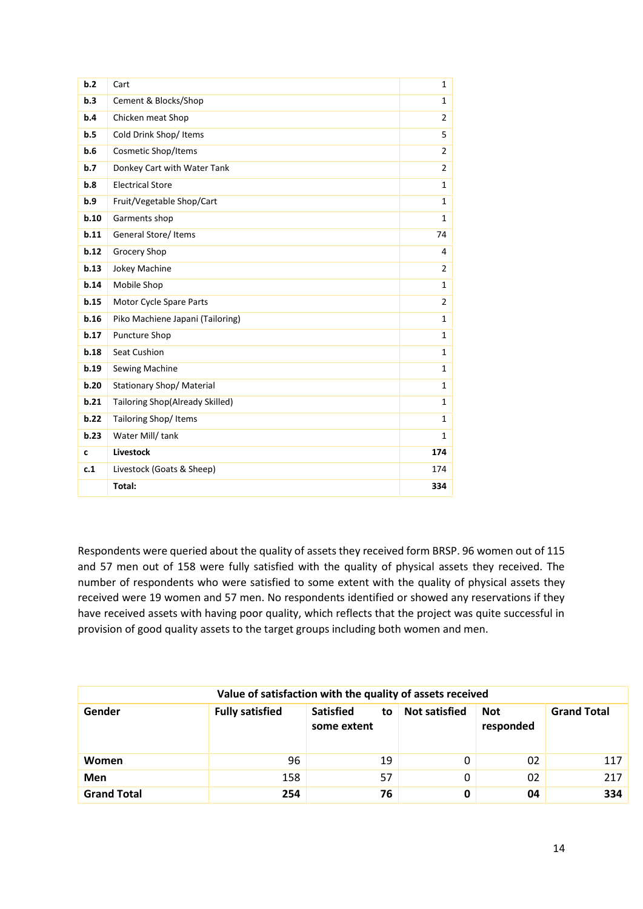| | | |
|---|---|---|
| **b.2** | Cart | 1 |
| **b.3** | Cement & Blocks/Shop | 1 |
| **b.4** | Chicken meat Shop | 2 |
| **b.5** | Cold Drink Shop/ Items | 5 |
| **b.6** | Cosmetic Shop/Items | 2 |
| **b.7** | Donkey Cart with Water Tank | 2 |
| **b.8** | Electrical Store | 1 |
| **b.9** | Fruit/Vegetable Shop/Cart | 1 |
| **b.10** | Garments shop | 1 |
| **b.11** | General Store/ Items | 74 |
| **b.12** | Grocery Shop | 4 |
| **b.13** | Jokey Machine | 2 |
| **b.14** | Mobile Shop | 1 |
| **b.15** | Motor Cycle Spare Parts | 2 |
| **b.16** | Piko Machiene Japani (Tailoring) | 1 |
| **b.17** | Puncture Shop | 1 |
| **b.18** | Seat Cushion | 1 |
| **b.19** | Sewing Machine | 1 |
| **b.20** | Stationary Shop/ Material | 1 |
| **b.21** | Tailoring Shop(Already Skilled) | 1 |
| **b.22** | Tailoring Shop/ Items | 1 |
| **b.23** | Water Mill/ tank | 1 |
| **c** | **Livestock** | **174** |
| **c.1** | Livestock (Goats & Sheep) | 174 |
| | **Total:** | **334** |

Respondents were queried about the quality of assets they received form BRSP. 96 women out of 115 and 57 men out of 158 were fully satisfied with the quality of physical assets they received. The number of respondents who were satisfied to some extent with the quality of physical assets they received were 19 women and 57 men. No respondents identified or showed any reservations if they have received assets with having poor quality, which reflects that the project was quite successful in provision of good quality assets to the target groups including both women and men.

| **Value of satisfaction with the quality of assets received** | | | | | |
|---|---|---|---|---|---|
| **Gender** | **Fully satisfied** | **Satisfied to some extent** | **Not satisfied** | **Not responded** | **Grand Total** |
| **Women** | 96 | 19 | 0 | 02 | 117 |
| **Men** | 158 | 57 | 0 | 02 | 217 |
| **Grand Total** | **254** | **76** | **0** | **04** | **334** |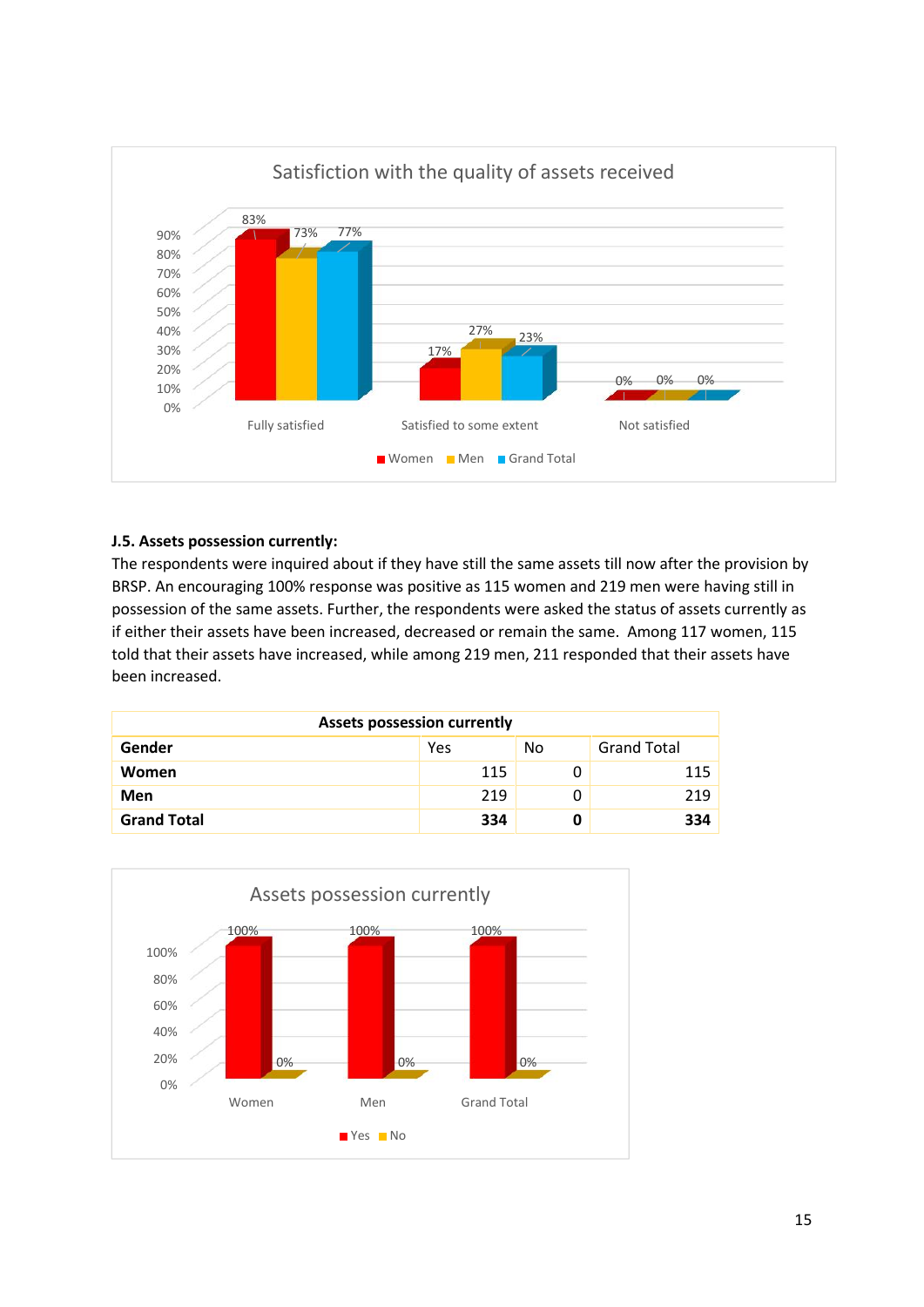**J.5. Assets possession currently:**

The respondents were inquired about if they have still the same assets till now after the provision by BRSP. An encouraging 100% response was positive as 115 women and 219 men were having still in possession of the same assets. Further, the respondents were asked the status of assets currently as if either their assets have been increased, decreased or remain the same. Among 117 women, 115 told that their assets have increased, while among 219 men, 211 responded that their assets have been increased.

| Assets possession currently | | | |
|---|---|---|---|
| **Gender** | Yes | No | Grand Total |
| **Women** | 115 | 0 | 115 |
| **Men** | 219 | 0 | 219 |
| **Grand Total** | **334** | **0** | **334** |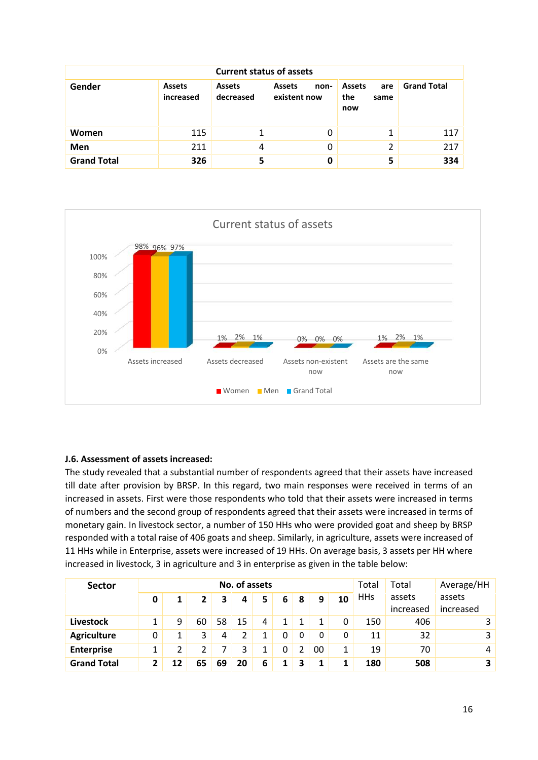| Current status of assets | | | | | |
|---|---|---|---|---|---|
| **Gender** | **Assets increased** | **Assets decreased** | **Assets non-existent now** | **Assets are the same now** | **Grand Total** |
| **Women** | 115 | 1 | 0 | 1 | 117 |
| **Men** | 211 | 4 | 0 | 2 | 217 |
| **Grand Total** | **326** | **5** | **0** | **5** | **334** |

Current status of assets

| | Assets increased | Assets decreased | Assets non-existent now | Assets are the same now |
|---|---|---|---|---|
| Women | 98% | 1% | 0% | 1% |
| Men | 96% | 2% | 0% | 2% |
| Grand Total | 97% | 1% | 0% | 1% |

### J.6. Assessment of assets increased:

The study revealed that a substantial number of respondents agreed that their assets have increased till date after provision by BRSP. In this regard, two main responses were received in terms of an increased in assets. First were those respondents who told that their assets were increased in terms of numbers and the second group of respondents agreed that their assets were increased in terms of monetary gain. In livestock sector, a number of 150 HHs who were provided goat and sheep by BRSP responded with a total raise of 406 goats and sheep. Similarly, in agriculture, assets were increased of 11 HHs while in Enterprise, assets were increased of 19 HHs. On average basis, 3 assets per HH where increased in livestock, 3 in agriculture and 3 in enterprise as given in the table below:

| Sector | No. of assets | | | | | | | | | | Total HHs | Total assets increased | Average/HH assets increased |
|---|---|---|---|---|---|---|---|---|---|---|---|---|---|
| | **0** | **1** | **2** | **3** | **4** | **5** | **6** | **8** | **9** | **10** | | | |
| **Livestock** | 1 | 9 | 60 | 58 | 15 | 4 | 1 | 1 | 1 | 0 | 150 | 406 | 3 |
| **Agriculture** | 0 | 1 | 3 | 4 | 2 | 1 | 0 | 0 | 0 | 0 | 11 | 32 | 3 |
| **Enterprise** | 1 | 2 | 2 | 7 | 3 | 1 | 0 | 2 | 00 | 1 | 19 | 70 | 4 |
| **Grand Total** | **2** | **12** | **65** | **69** | **20** | **6** | **1** | **3** | **1** | **1** | **180** | **508** | **3** |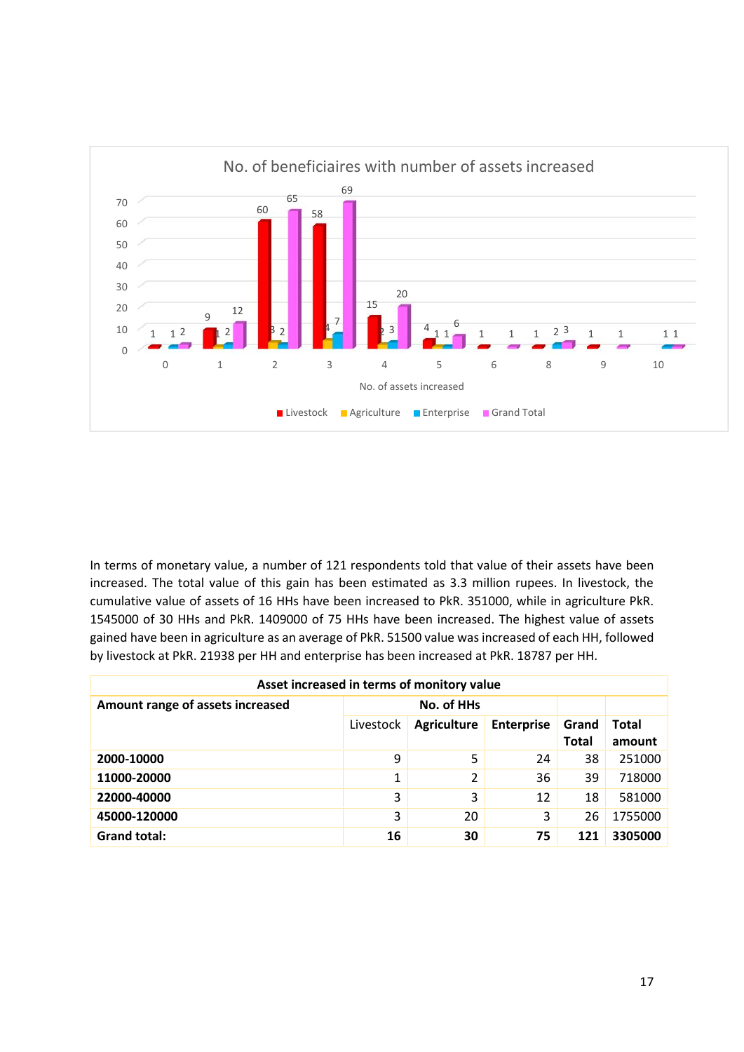No. of beneficiaires with number of assets increased

In terms of monetary value, a number of 121 respondents told that value of their assets have been increased. The total value of this gain has been estimated as 3.3 million rupees. In livestock, the cumulative value of assets of 16 HHs have been increased to PkR. 351000, while in agriculture PkR. 1545000 of 30 HHs and PkR. 1409000 of 75 HHs have been increased. The highest value of assets gained have been in agriculture as an average of PkR. 51500 value was increased of each HH, followed by livestock at PkR. 21938 per HH and enterprise has been increased at PkR. 18787 per HH.

| Asset increased in terms of monitory value | | | | | |
|---|---|---|---|---|---|
| **Amount range of assets increased** | **No. of HHs** | | | | |
| | Livestock | **Agriculture** | **Enterprise** | **Grand Total** | **Total amount** |
| **2000-10000** | 9 | 5 | 24 | 38 | 251000 |
| **11000-20000** | 1 | 2 | 36 | 39 | 718000 |
| **22000-40000** | 3 | 3 | 12 | 18 | 581000 |
| **45000-120000** | 3 | 20 | 3 | 26 | 1755000 |
| **Grand total:** | **16** | **30** | **75** | **121** | **3305000** |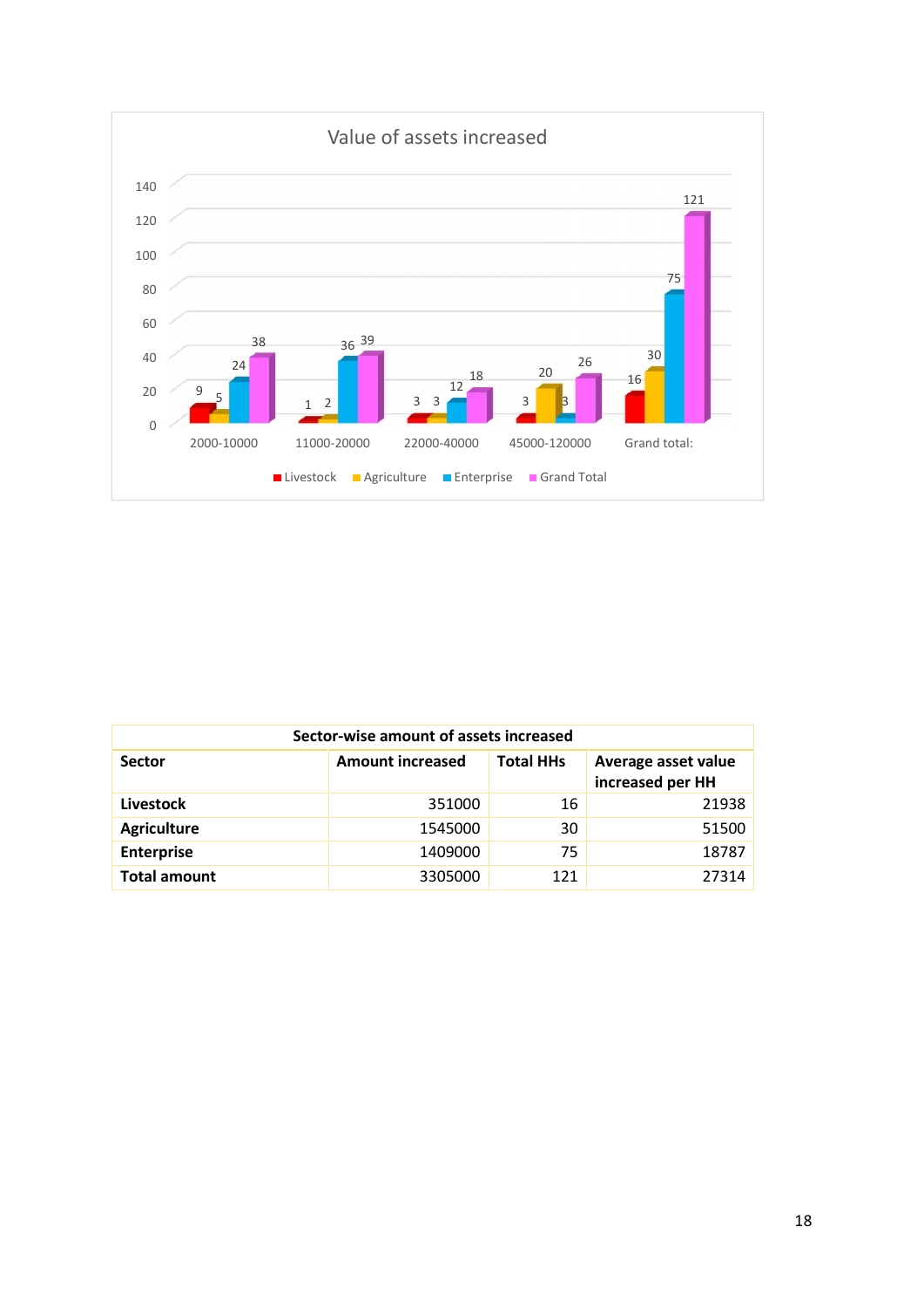**Value of assets increased**

| | Livestock | Agriculture | Enterprise | Grand Total |
|---|---|---|---|---|
| 2000-10000 | 9 | 5 | 24 | 38 |
| 11000-20000 | 1 | 2 | 36 | 39 |
| 22000-40000 | 3 | 3 | 12 | 18 |
| 45000-120000 | 3 | 20 | 3 | 26 |
| Grand total: | 16 | 30 | 75 | 121 |

| Sector-wise amount of assets increased | | | |
|---|---|---|---|
| **Sector** | **Amount increased** | **Total HHs** | **Average asset value increased per HH** |
| **Livestock** | 351000 | 16 | 21938 |
| **Agriculture** | 1545000 | 30 | 51500 |
| **Enterprise** | 1409000 | 75 | 18787 |
| **Total amount** | 3305000 | 121 | 27314 |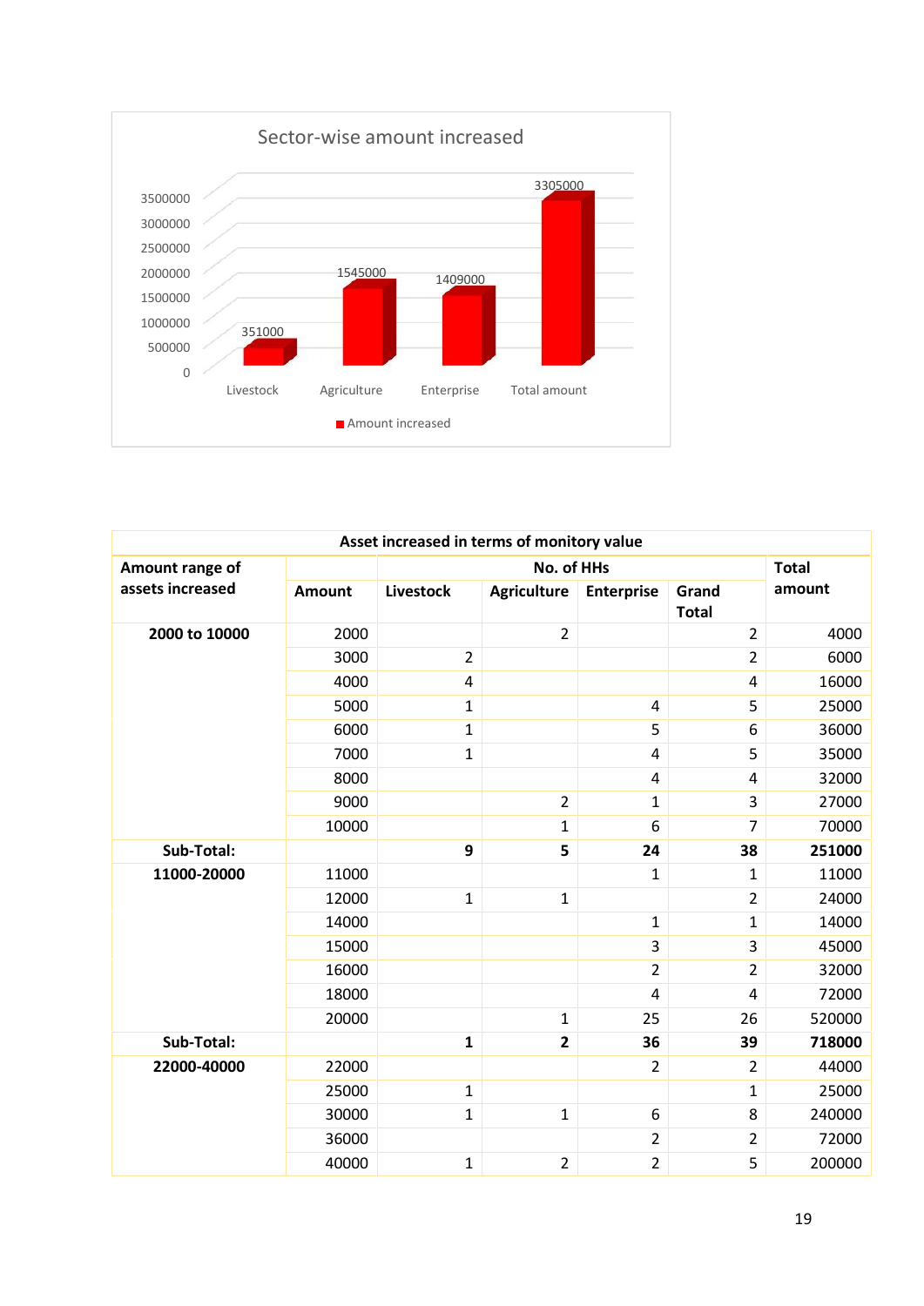## Sector-wise amount increased

| Sector | Amount increased |
|---|---|
| Livestock | 351000 |
| Agriculture | 1545000 |
| Enterprise | 1409000 |
| Total amount | 3305000 |

| Asset increased in terms of monitory value | | | | | | |
|---|---|---|---|---|---|---|
| **Amount range of assets increased** | | **No. of HHs** | | | | **Total amount** |
| | **Amount** | **Livestock** | **Agriculture** | **Enterprise** | **Grand Total** | |
| **2000 to 10000** | 2000 | | 2 | | 2 | 4000 |
| | 3000 | 2 | | | 2 | 6000 |
| | 4000 | 4 | | | 4 | 16000 |
| | 5000 | 1 | | 4 | 5 | 25000 |
| | 6000 | 1 | | 5 | 6 | 36000 |
| | 7000 | 1 | | 4 | 5 | 35000 |
| | 8000 | | | 4 | 4 | 32000 |
| | 9000 | | 2 | 1 | 3 | 27000 |
| | 10000 | | 1 | 6 | 7 | 70000 |
| **Sub-Total:** | | **9** | **5** | **24** | **38** | **251000** |
| **11000-20000** | 11000 | | | 1 | 1 | 11000 |
| | 12000 | 1 | 1 | | 2 | 24000 |
| | 14000 | | | 1 | 1 | 14000 |
| | 15000 | | | 3 | 3 | 45000 |
| | 16000 | | | 2 | 2 | 32000 |
| | 18000 | | | 4 | 4 | 72000 |
| | 20000 | | 1 | 25 | 26 | 520000 |
| **Sub-Total:** | | **1** | **2** | **36** | **39** | **718000** |
| **22000-40000** | 22000 | | | 2 | 2 | 44000 |
| | 25000 | 1 | | | 1 | 25000 |
| | 30000 | 1 | 1 | 6 | 8 | 240000 |
| | 36000 | | | 2 | 2 | 72000 |
| | 40000 | 1 | 2 | 2 | 5 | 200000 |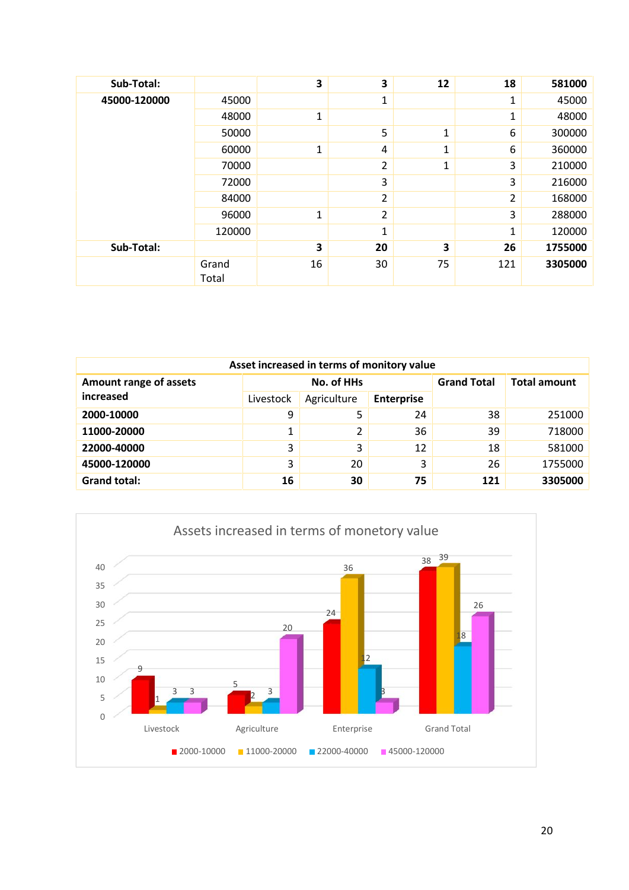| Sub-Total: | | 3 | 3 | 12 | 18 | 581000 |
|---|---|---|---|---|---|---|
| 45000-120000 | 45000 | | 1 | | 1 | 45000 |
| | 48000 | 1 | | | 1 | 48000 |
| | 50000 | | 5 | 1 | 6 | 300000 |
| | 60000 | 1 | 4 | 1 | 6 | 360000 |
| | 70000 | | 2 | 1 | 3 | 210000 |
| | 72000 | | 3 | | 3 | 216000 |
| | 84000 | | 2 | | 2 | 168000 |
| | 96000 | 1 | 2 | | 3 | 288000 |
| | 120000 | | 1 | | 1 | 120000 |
| **Sub-Total:** | | **3** | **20** | **3** | **26** | **1755000** |
| | Grand Total | 16 | 30 | 75 | 121 | **3305000** |

**Asset increased in terms of monitory value**

| Amount range of assets increased | No. of HHs | | | Grand Total | Total amount |
|---|---|---|---|---|---|
| | Livestock | Agriculture | Enterprise | | |
| **2000-10000** | 9 | 5 | 24 | 38 | 251000 |
| **11000-20000** | 1 | 2 | 36 | 39 | 718000 |
| **22000-40000** | 3 | 3 | 12 | 18 | 581000 |
| **45000-120000** | 3 | 20 | 3 | 26 | 1755000 |
| **Grand total:** | **16** | **30** | **75** | **121** | **3305000** |

Assets increased in terms of monetory value

| | Livestock | Agriculture | Enterprise | Grand Total |
|---|---|---|---|---|
| 2000-10000 | 9 | 5 | 24 | 38 |
| 11000-20000 | 1 | 2 | 36 | 39 |
| 22000-40000 | 3 | 3 | 12 | 18 |
| 45000-120000 | 3 | 20 | 3 | 26 |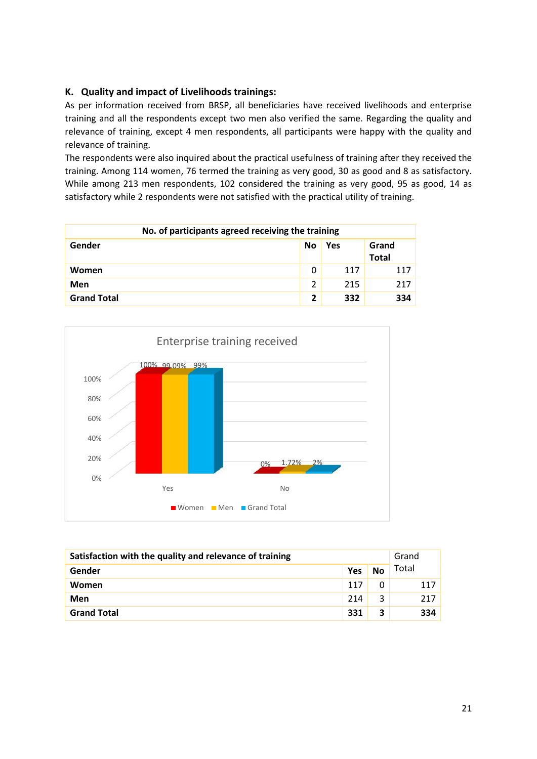### K. Quality and impact of Livelihoods trainings:

As per information received from BRSP, all beneficiaries have received livelihoods and enterprise training and all the respondents except two men also verified the same. Regarding the quality and relevance of training, except 4 men respondents, all participants were happy with the quality and relevance of training.

The respondents were also inquired about the practical usefulness of training after they received the training. Among 114 women, 76 termed the training as very good, 30 as good and 8 as satisfactory. While among 213 men respondents, 102 considered the training as very good, 95 as good, 14 as satisfactory while 2 respondents were not satisfied with the practical utility of training.

| No. of participants agreed receiving the training | | | |
|---|---|---|---|
| **Gender** | **No** | **Yes** | **Grand Total** |
| **Women** | 0 | 117 | 117 |
| **Men** | 2 | 215 | 217 |
| **Grand Total** | **2** | **332** | **334** |

Enterprise training received

| | Women | Men | Grand Total |
|---|---|---|---|
| Yes | 100% | 99.09% | 99% |
| No | 0% | 1.72% | 2% |

| Satisfaction with the quality and relevance of training | | | Grand Total |
|---|---|---|---|
| **Gender** | **Yes** | **No** | |
| **Women** | 117 | 0 | 117 |
| **Men** | 214 | 3 | 217 |
| **Grand Total** | **331** | **3** | **334** |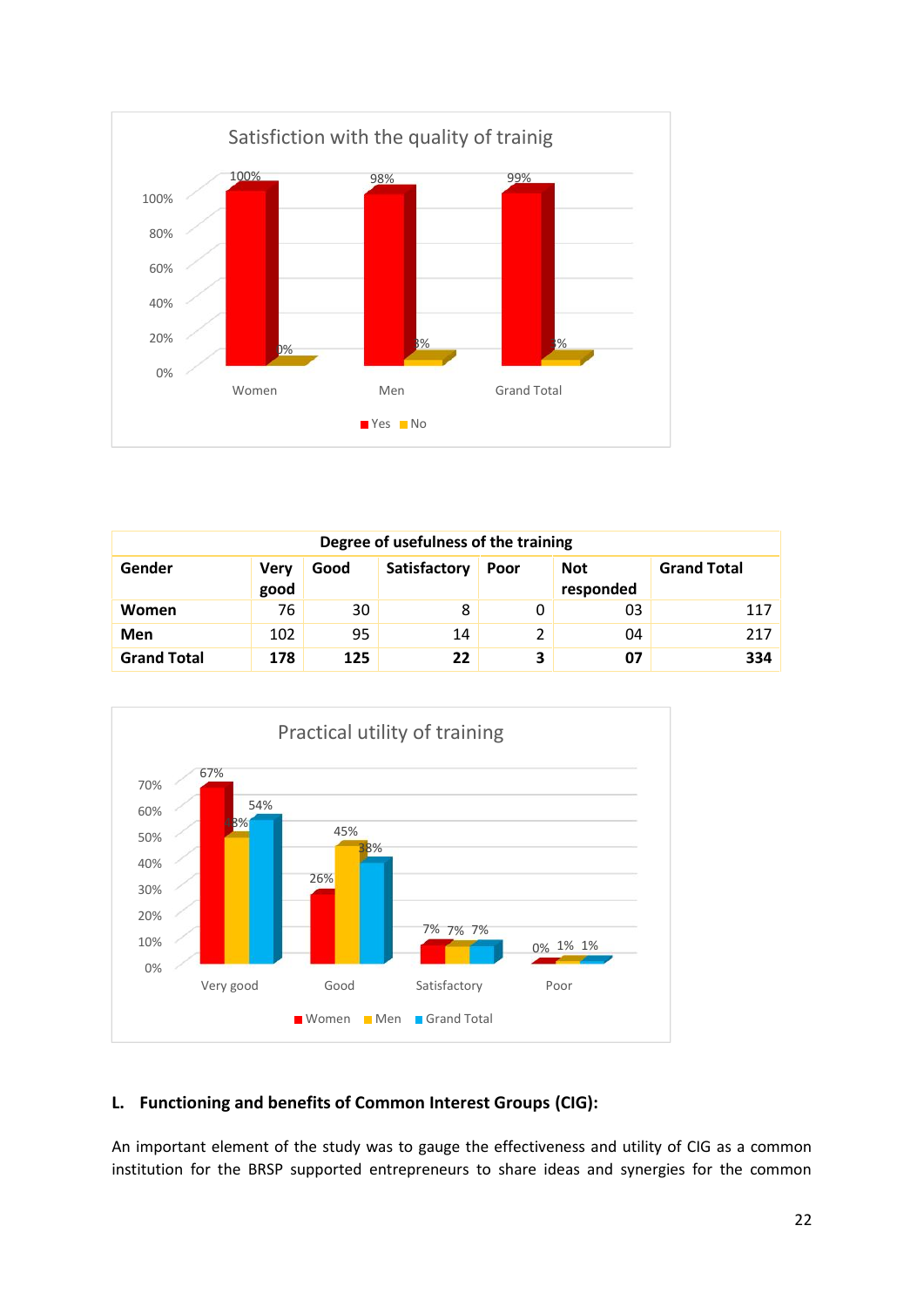Satisfiction with the quality of trainig

| | Yes | No |
|---|---|---|
| Women | 100% | 0% |
| Men | 98% | 3% |
| Grand Total | 99% | 3% |

| Degree of usefulness of the training | | | | | | |
|---|---|---|---|---|---|---|
| **Gender** | **Very good** | **Good** | **Satisfactory** | **Poor** | **Not responded** | **Grand Total** |
| **Women** | 76 | 30 | 8 | 0 | 03 | 117 |
| **Men** | 102 | 95 | 14 | 2 | 04 | 217 |
| **Grand Total** | **178** | **125** | **22** | **3** | **07** | **334** |

Practical utility of training

| | Women | Men | Grand Total |
|---|---|---|---|
| Very good | 67% | 48% | 54% |
| Good | 26% | 45% | 38% |
| Satisfactory | 7% | 7% | 7% |
| Poor | 0% | 1% | 1% |

## L. Functioning and benefits of Common Interest Groups (CIG):

An important element of the study was to gauge the effectiveness and utility of CIG as a common institution for the BRSP supported entrepreneurs to share ideas and synergies for the common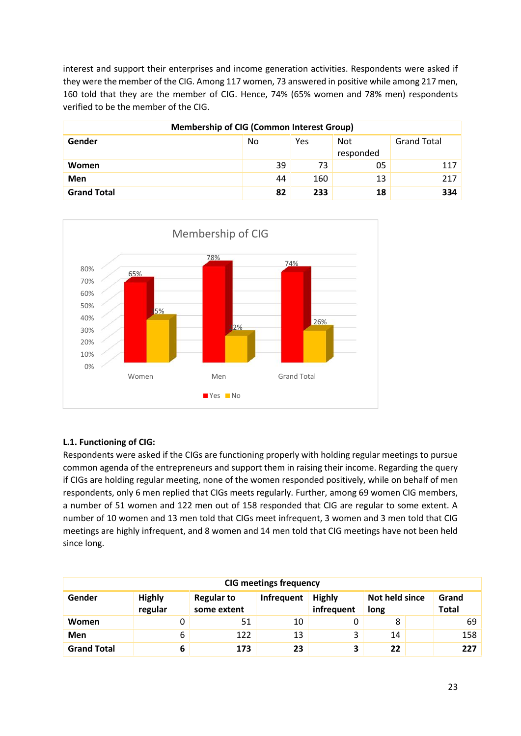interest and support their enterprises and income generation activities. Respondents were asked if they were the member of the CIG. Among 117 women, 73 answered in positive while among 217 men, 160 told that they are the member of CIG. Hence, 74% (65% women and 78% men) respondents verified to be the member of the CIG.

| **Membership of CIG (Common Interest Group)** | | | | |
|---|---|---|---|---|
| **Gender** | No | Yes | Not responded | Grand Total |
| **Women** | 39 | 73 | 05 | 117 |
| **Men** | 44 | 160 | 13 | 217 |
| **Grand Total** | **82** | **233** | **18** | **334** |

### L.1. Functioning of CIG:

Respondents were asked if the CIGs are functioning properly with holding regular meetings to pursue common agenda of the entrepreneurs and support them in raising their income. Regarding the query if CIGs are holding regular meeting, none of the women responded positively, while on behalf of men respondents, only 6 men replied that CIGs meets regularly. Further, among 69 women CIG members, a number of 51 women and 122 men out of 158 responded that CIG are regular to some extent. A number of 10 women and 13 men told that CIGs meet infrequent, 3 women and 3 men told that CIG meetings are highly infrequent, and 8 women and 14 men told that CIG meetings have not been held since long.

| **CIG meetings frequency** | | | | | | |
|---|---|---|---|---|---|---|
| **Gender** | **Highly regular** | **Regular to some extent** | **Infrequent** | **Highly infrequent** | **Not held since long** | **Grand Total** |
| **Women** | 0 | 51 | 10 | 0 | 8 | 69 |
| **Men** | 6 | 122 | 13 | 3 | 14 | 158 |
| **Grand Total** | **6** | **173** | **23** | **3** | **22** | **227** |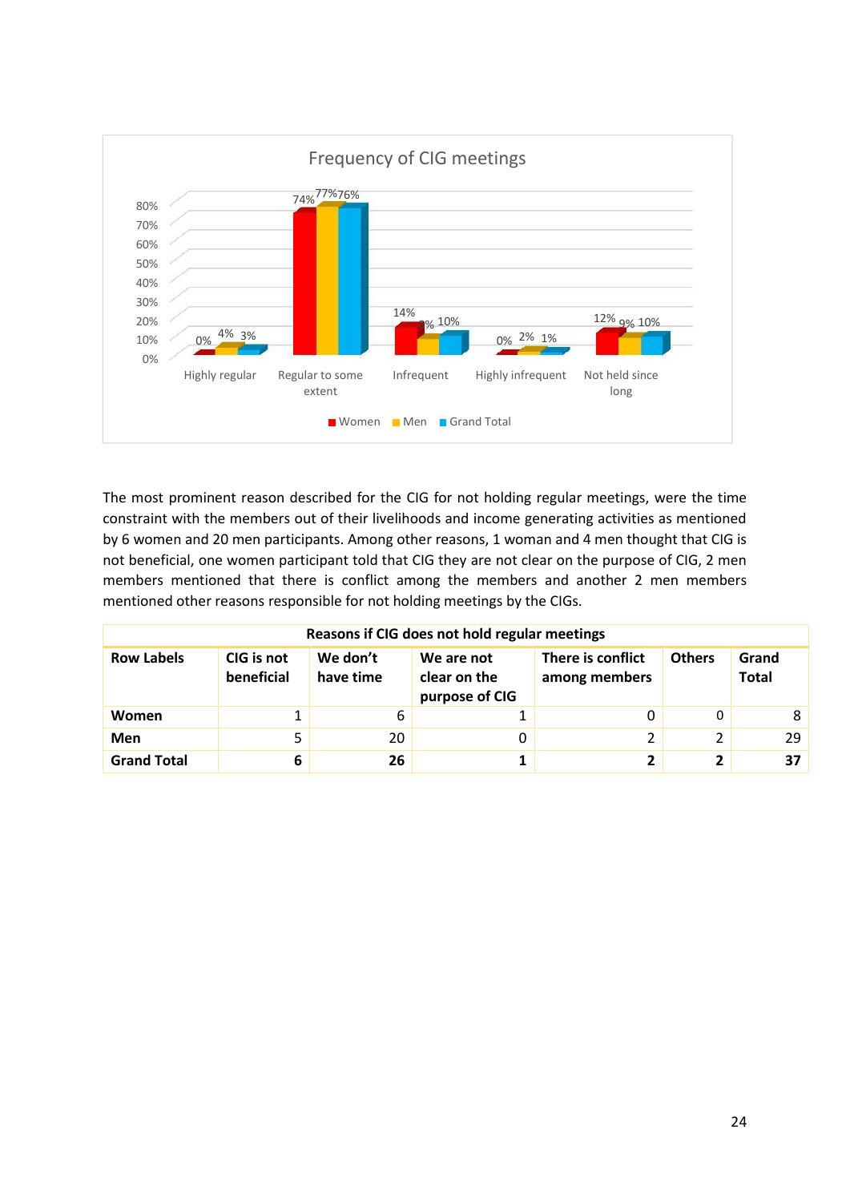**Frequency of CIG meetings**

| | Highly regular | Regular to some extent | Infrequent | Highly infrequent | Not held since long |
|---|---|---|---|---|---|
| Women | 0% | 74% | 14% | 0% | 12% |
| Men | 4% | 77% | 9% | 2% | 9% |
| Grand Total | 3% | 76% | 10% | 1% | 10% |

The most prominent reason described for the CIG for not holding regular meetings, were the time constraint with the members out of their livelihoods and income generating activities as mentioned by 6 women and 20 men participants. Among other reasons, 1 woman and 4 men thought that CIG is not beneficial, one women participant told that CIG they are not clear on the purpose of CIG, 2 men members mentioned that there is conflict among the members and another 2 men members mentioned other reasons responsible for not holding meetings by the CIGs.

**Reasons if CIG does not hold regular meetings**

| Row Labels | CIG is not beneficial | We don't have time | We are not clear on the purpose of CIG | There is conflict among members | Others | Grand Total |
|---|---|---|---|---|---|---|
| **Women** | 1 | 6 | 1 | 0 | 0 | 8 |
| **Men** | 5 | 20 | 0 | 2 | 2 | 29 |
| **Grand Total** | **6** | **26** | **1** | **2** | **2** | **37** |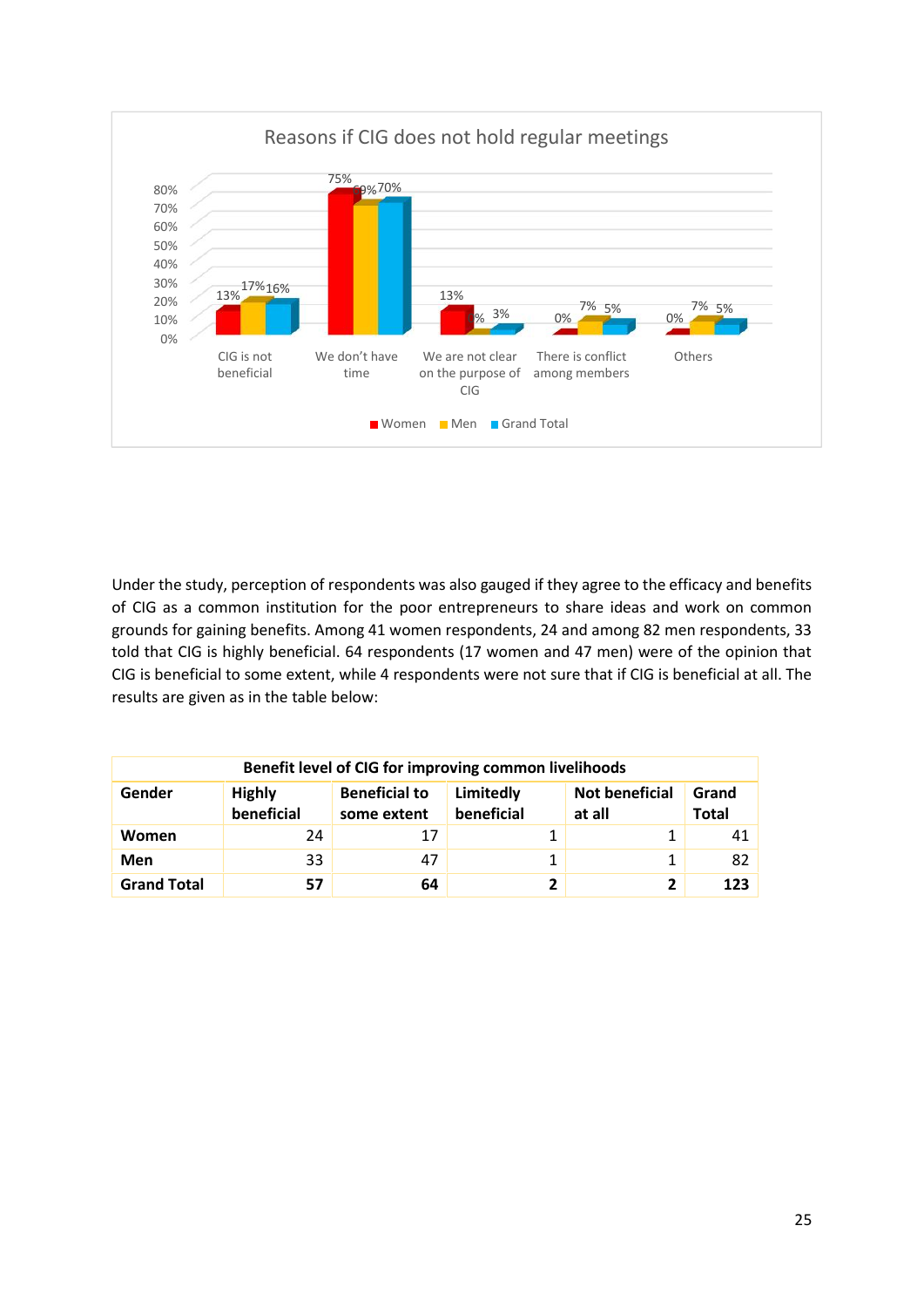**Reasons if CIG does not hold regular meetings**

| | Women | Men | Grand Total |
|---|---|---|---|
| CIG is not beneficial | 13% | 17% | 16% |
| We don't have time | 75% | 69% | 70% |
| We are not clear on the purpose of CIG | 13% | 0% | 3% |
| There is conflict among members | 0% | 7% | 5% |
| Others | 0% | 7% | 5% |

Under the study, perception of respondents was also gauged if they agree to the efficacy and benefits of CIG as a common institution for the poor entrepreneurs to share ideas and work on common grounds for gaining benefits. Among 41 women respondents, 24 and among 82 men respondents, 33 told that CIG is highly beneficial. 64 respondents (17 women and 47 men) were of the opinion that CIG is beneficial to some extent, while 4 respondents were not sure that if CIG is beneficial at all. The results are given as in the table below:

| Benefit level of CIG for improving common livelihoods | | | | | |
|---|---|---|---|---|---|
| **Gender** | **Highly beneficial** | **Beneficial to some extent** | **Limitedly beneficial** | **Not beneficial at all** | **Grand Total** |
| **Women** | 24 | 17 | 1 | 1 | 41 |
| **Men** | 33 | 47 | 1 | 1 | 82 |
| **Grand Total** | **57** | **64** | **2** | **2** | **123** |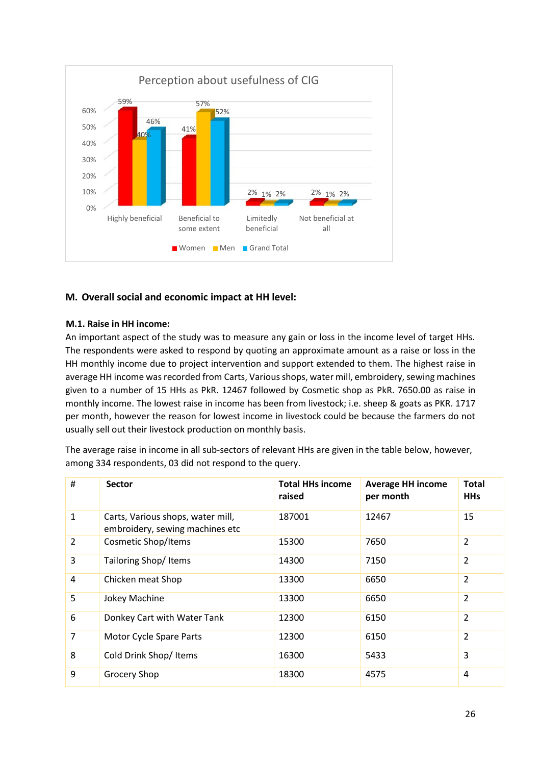**Perception about usefulness of CIG**

| | Women | Men | Grand Total |
|---|---|---|---|
| Highly beneficial | 59% | 40% | 46% |
| Beneficial to some extent | 41% | 57% | 52% |
| Limitedly beneficial | 2% | 1% | 2% |
| Not beneficial at all | 2% | 1% | 2% |

## M. Overall social and economic impact at HH level:

### M.1. Raise in HH income:

An important aspect of the study was to measure any gain or loss in the income level of target HHs. The respondents were asked to respond by quoting an approximate amount as a raise or loss in the HH monthly income due to project intervention and support extended to them. The highest raise in average HH income was recorded from Carts, Various shops, water mill, embroidery, sewing machines given to a number of 15 HHs as PkR. 12467 followed by Cosmetic shop as PkR. 7650.00 as raise in monthly income. The lowest raise in income has been from livestock; i.e. sheep & goats as PKR. 1717 per month, however the reason for lowest income in livestock could be because the farmers do not usually sell out their livestock production on monthly basis.

The average raise in income in all sub-sectors of relevant HHs are given in the table below, however, among 334 respondents, 03 did not respond to the query.

| # | Sector | Total HHs income raised | Average HH income per month | Total HHs |
|---|---|---|---|---|
| 1 | Carts, Various shops, water mill, embroidery, sewing machines etc | 187001 | 12467 | 15 |
| 2 | Cosmetic Shop/Items | 15300 | 7650 | 2 |
| 3 | Tailoring Shop/ Items | 14300 | 7150 | 2 |
| 4 | Chicken meat Shop | 13300 | 6650 | 2 |
| 5 | Jokey Machine | 13300 | 6650 | 2 |
| 6 | Donkey Cart with Water Tank | 12300 | 6150 | 2 |
| 7 | Motor Cycle Spare Parts | 12300 | 6150 | 2 |
| 8 | Cold Drink Shop/ Items | 16300 | 5433 | 3 |
| 9 | Grocery Shop | 18300 | 4575 | 4 |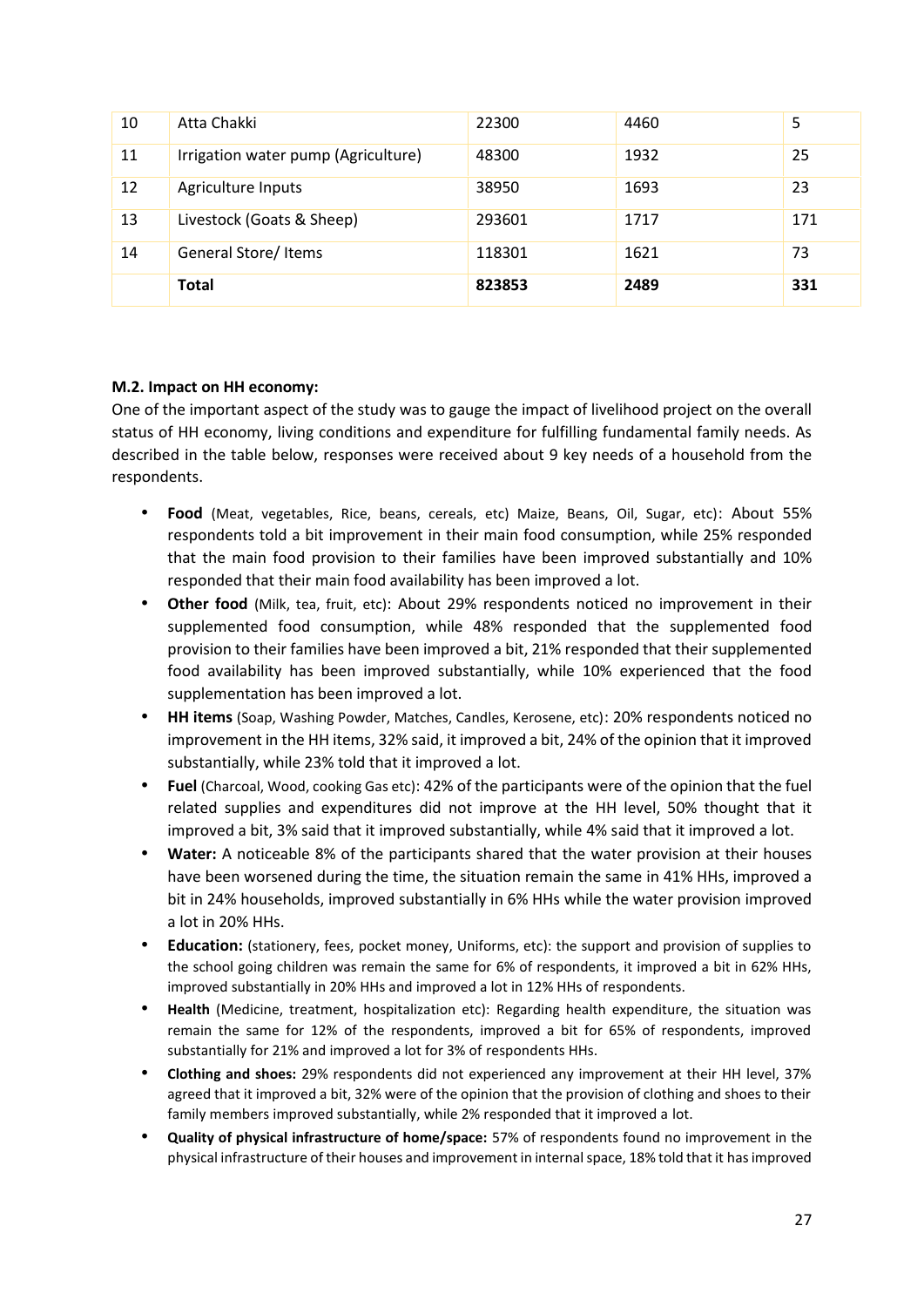| 10 | Atta Chakki | 22300 | 4460 | 5 |
|---|---|---|---|---|
| 11 | Irrigation water pump (Agriculture) | 48300 | 1932 | 25 |
| 12 | Agriculture Inputs | 38950 | 1693 | 23 |
| 13 | Livestock (Goats & Sheep) | 293601 | 1717 | 171 |
| 14 | General Store/ Items | 118301 | 1621 | 73 |
| | **Total** | **823853** | **2489** | **331** |

**M.2. Impact on HH economy:**

One of the important aspect of the study was to gauge the impact of livelihood project on the overall status of HH economy, living conditions and expenditure for fulfilling fundamental family needs. As described in the table below, responses were received about 9 key needs of a household from the respondents.

- **Food** (Meat, vegetables, Rice, beans, cereals, etc) Maize, Beans, Oil, Sugar, etc): About 55% respondents told a bit improvement in their main food consumption, while 25% responded that the main food provision to their families have been improved substantially and 10% responded that their main food availability has been improved a lot.
- **Other food** (Milk, tea, fruit, etc): About 29% respondents noticed no improvement in their supplemented food consumption, while 48% responded that the supplemented food provision to their families have been improved a bit, 21% responded that their supplemented food availability has been improved substantially, while 10% experienced that the food supplementation has been improved a lot.
- **HH items** (Soap, Washing Powder, Matches, Candles, Kerosene, etc): 20% respondents noticed no improvement in the HH items, 32% said, it improved a bit, 24% of the opinion that it improved substantially, while 23% told that it improved a lot.
- **Fuel** (Charcoal, Wood, cooking Gas etc): 42% of the participants were of the opinion that the fuel related supplies and expenditures did not improve at the HH level, 50% thought that it improved a bit, 3% said that it improved substantially, while 4% said that it improved a lot.
- **Water:** A noticeable 8% of the participants shared that the water provision at their houses have been worsened during the time, the situation remain the same in 41% HHs, improved a bit in 24% households, improved substantially in 6% HHs while the water provision improved a lot in 20% HHs.
- **Education:** (stationery, fees, pocket money, Uniforms, etc): the support and provision of supplies to the school going children was remain the same for 6% of respondents, it improved a bit in 62% HHs, improved substantially in 20% HHs and improved a lot in 12% HHs of respondents.
- **Health** (Medicine, treatment, hospitalization etc): Regarding health expenditure, the situation was remain the same for 12% of the respondents, improved a bit for 65% of respondents, improved substantially for 21% and improved a lot for 3% of respondents HHs.
- **Clothing and shoes:** 29% respondents did not experienced any improvement at their HH level, 37% agreed that it improved a bit, 32% were of the opinion that the provision of clothing and shoes to their family members improved substantially, while 2% responded that it improved a lot.
- **Quality of physical infrastructure of home/space:** 57% of respondents found no improvement in the physical infrastructure of their houses and improvement in internal space, 18% told that it has improved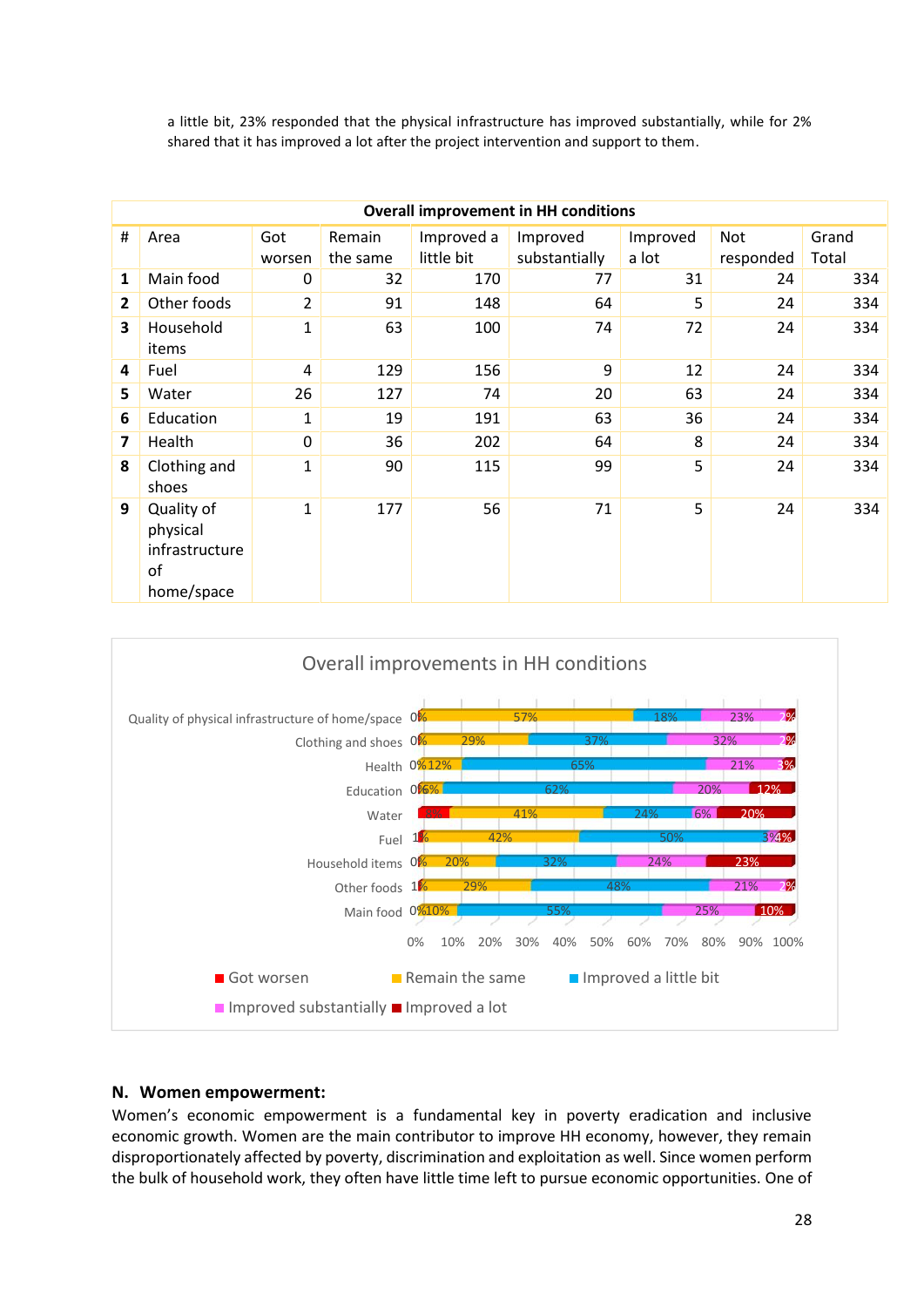a little bit, 23% responded that the physical infrastructure has improved substantially, while for 2% shared that it has improved a lot after the project intervention and support to them.

| Overall improvement in HH conditions | | | | | | | | |
|---|---|---|---|---|---|---|---|---|
| # | Area | Got worsen | Remain the same | Improved a little bit | Improved substantially | Improved a lot | Not responded | Grand Total |
| **1** | Main food | 0 | 32 | 170 | 77 | 31 | 24 | 334 |
| **2** | Other foods | 2 | 91 | 148 | 64 | 5 | 24 | 334 |
| **3** | Household items | 1 | 63 | 100 | 74 | 72 | 24 | 334 |
| **4** | Fuel | 4 | 129 | 156 | 9 | 12 | 24 | 334 |
| **5** | Water | 26 | 127 | 74 | 20 | 63 | 24 | 334 |
| **6** | Education | 1 | 19 | 191 | 63 | 36 | 24 | 334 |
| **7** | Health | 0 | 36 | 202 | 64 | 8 | 24 | 334 |
| **8** | Clothing and shoes | 1 | 90 | 115 | 99 | 5 | 24 | 334 |
| **9** | Quality of physical infrastructure of home/space | 1 | 177 | 56 | 71 | 5 | 24 | 334 |

Overall improvements in HH conditions

| Area | Got worsen | Remain the same | Improved a little bit | Improved substantially | Improved a lot |
|---|---|---|---|---|---|
| Quality of physical infrastructure of home/space | 0% | 57% | 18% | 23% | 2% |
| Clothing and shoes | 0% | 29% | 37% | 32% | 2% |
| Health | 0% | 12% | 65% | 21% | 3% |
| Education | 0% | 6% | 62% | 20% | 12% |
| Water | 8% | 41% | 24% | 6% | 20% |
| Fuel | 1% | 42% | 50% | 3% | 4% |
| Household items | 0% | 20% | 32% | 24% | 23% |
| Other foods | 1% | 29% | 48% | 21% | 2% |
| Main food | 0% | 10% | 55% | 25% | 10% |

## N. Women empowerment:

Women's economic empowerment is a fundamental key in poverty eradication and inclusive economic growth. Women are the main contributor to improve HH economy, however, they remain disproportionately affected by poverty, discrimination and exploitation as well. Since women perform the bulk of household work, they often have little time left to pursue economic opportunities. One of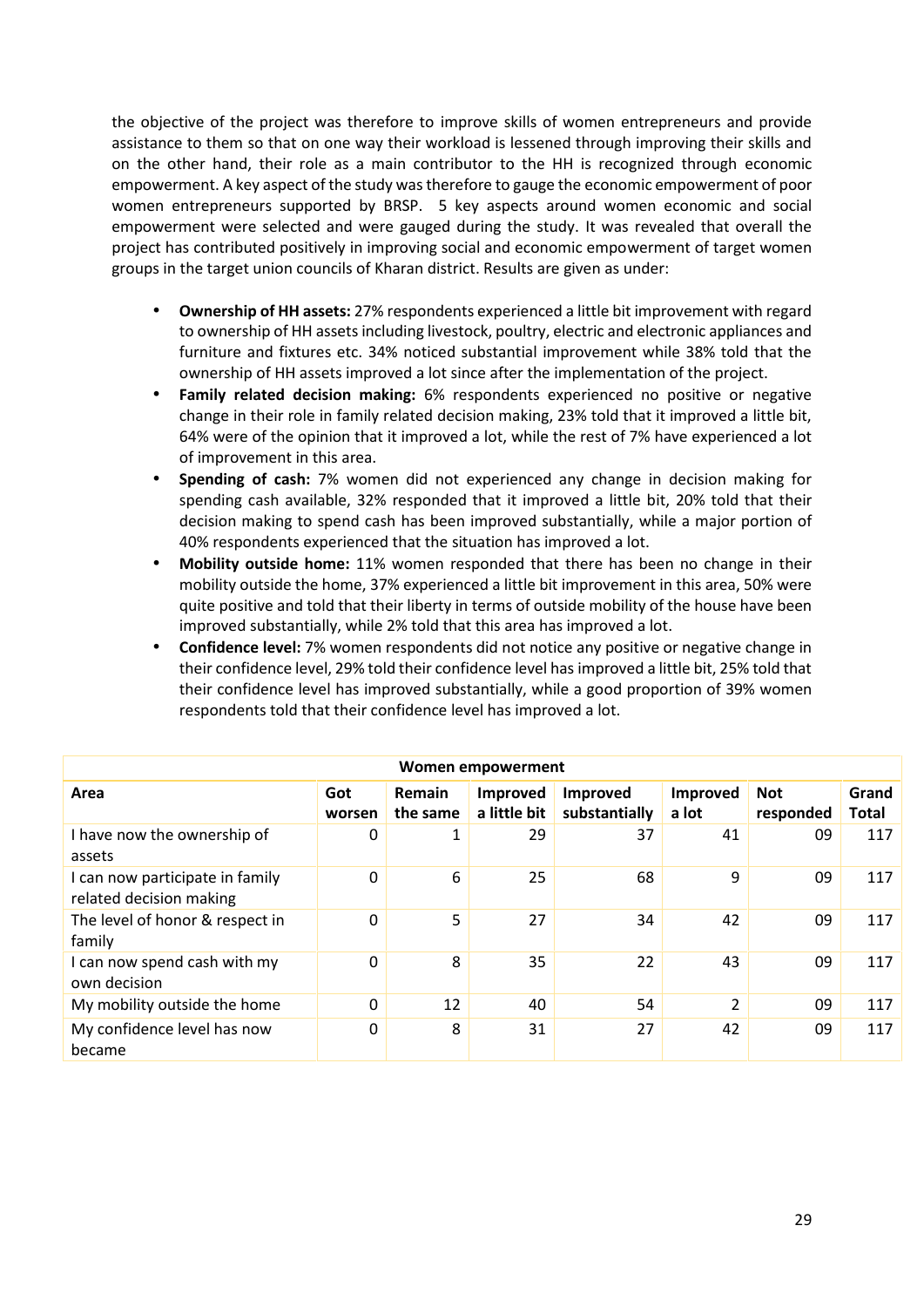the objective of the project was therefore to improve skills of women entrepreneurs and provide assistance to them so that on one way their workload is lessened through improving their skills and on the other hand, their role as a main contributor to the HH is recognized through economic empowerment. A key aspect of the study was therefore to gauge the economic empowerment of poor women entrepreneurs supported by BRSP. 5 key aspects around women economic and social empowerment were selected and were gauged during the study. It was revealed that overall the project has contributed positively in improving social and economic empowerment of target women groups in the target union councils of Kharan district. Results are given as under:

- **Ownership of HH assets:** 27% respondents experienced a little bit improvement with regard to ownership of HH assets including livestock, poultry, electric and electronic appliances and furniture and fixtures etc. 34% noticed substantial improvement while 38% told that the ownership of HH assets improved a lot since after the implementation of the project.
- **Family related decision making:** 6% respondents experienced no positive or negative change in their role in family related decision making, 23% told that it improved a little bit, 64% were of the opinion that it improved a lot, while the rest of 7% have experienced a lot of improvement in this area.
- **Spending of cash:** 7% women did not experienced any change in decision making for spending cash available, 32% responded that it improved a little bit, 20% told that their decision making to spend cash has been improved substantially, while a major portion of 40% respondents experienced that the situation has improved a lot.
- **Mobility outside home:** 11% women responded that there has been no change in their mobility outside the home, 37% experienced a little bit improvement in this area, 50% were quite positive and told that their liberty in terms of outside mobility of the house have been improved substantially, while 2% told that this area has improved a lot.
- **Confidence level:** 7% women respondents did not notice any positive or negative change in their confidence level, 29% told their confidence level has improved a little bit, 25% told that their confidence level has improved substantially, while a good proportion of 39% women respondents told that their confidence level has improved a lot.

| Women empowerment | | | | | | | |
|---|---|---|---|---|---|---|---|
| **Area** | **Got worsen** | **Remain the same** | **Improved a little bit** | **Improved substantially** | **Improved a lot** | **Not responded** | **Grand Total** |
| I have now the ownership of assets | 0 | 1 | 29 | 37 | 41 | 09 | 117 |
| I can now participate in family related decision making | 0 | 6 | 25 | 68 | 9 | 09 | 117 |
| The level of honor & respect in family | 0 | 5 | 27 | 34 | 42 | 09 | 117 |
| I can now spend cash with my own decision | 0 | 8 | 35 | 22 | 43 | 09 | 117 |
| My mobility outside the home | 0 | 12 | 40 | 54 | 2 | 09 | 117 |
| My confidence level has now became | 0 | 8 | 31 | 27 | 42 | 09 | 117 |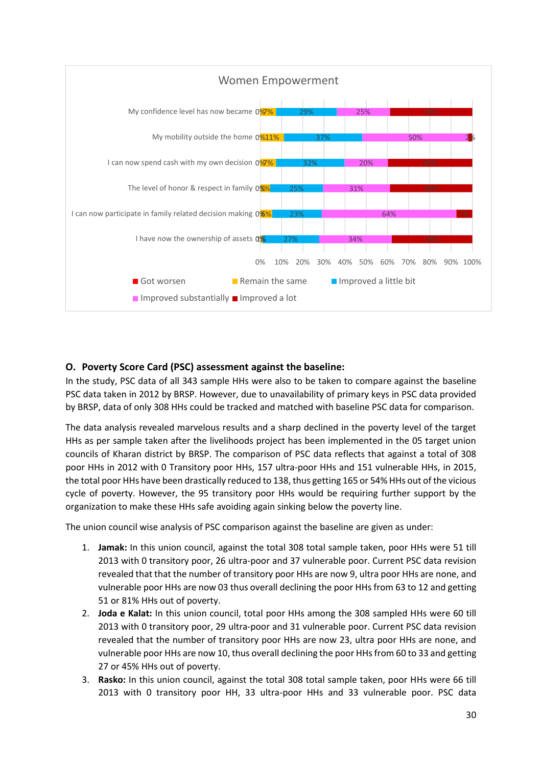**Women Empowerment**

| | Got worsen | Remain the same | Improved a little bit | Improved substantially | Improved a lot |
|---|---|---|---|---|---|
| My confidence level has now became | 0% | 7% | 29% | 25% | 39% |
| My mobility outside the home | 0% | 11% | 37% | 50% | 2% |
| I can now spend cash with my own decision | 0% | 7% | 32% | 20% | 41% |
| The level of honor & respect in family | 0% | 5% | 25% | 31% | 39% |
| I can now participate in family related decision making | 0% | 6% | 23% | 64% | 7% |
| I have now the ownership of assets | 0% | 1% | 27% | 34% | 38% |

## O. Poverty Score Card (PSC) assessment against the baseline:

In the study, PSC data of all 343 sample HHs were also to be taken to compare against the baseline PSC data taken in 2012 by BRSP. However, due to unavailability of primary keys in PSC data provided by BRSP, data of only 308 HHs could be tracked and matched with baseline PSC data for comparison.

The data analysis revealed marvelous results and a sharp declined in the poverty level of the target HHs as per sample taken after the livelihoods project has been implemented in the 05 target union councils of Kharan district by BRSP. The comparison of PSC data reflects that against a total of 308 poor HHs in 2012 with 0 Transitory poor HHs, 157 ultra-poor HHs and 151 vulnerable HHs, in 2015, the total poor HHs have been drastically reduced to 138, thus getting 165 or 54% HHs out of the vicious cycle of poverty. However, the 95 transitory poor HHs would be requiring further support by the organization to make these HHs safe avoiding again sinking below the poverty line.

The union council wise analysis of PSC comparison against the baseline are given as under:

1. **Jamak:** In this union council, against the total 308 total sample taken, poor HHs were 51 till 2013 with 0 transitory poor, 26 ultra-poor and 37 vulnerable poor. Current PSC data revision revealed that that the number of transitory poor HHs are now 9, ultra poor HHs are none, and vulnerable poor HHs are now 03 thus overall declining the poor HHs from 63 to 12 and getting 51 or 81% HHs out of poverty.
2. **Joda e Kalat:** In this union council, total poor HHs among the 308 sampled HHs were 60 till 2013 with 0 transitory poor, 29 ultra-poor and 31 vulnerable poor. Current PSC data revision revealed that the number of transitory poor HHs are now 23, ultra poor HHs are none, and vulnerable poor HHs are now 10, thus overall declining the poor HHs from 60 to 33 and getting 27 or 45% HHs out of poverty.
3. **Rasko:** In this union council, against the total 308 total sample taken, poor HHs were 66 till 2013 with 0 transitory poor HH, 33 ultra-poor HHs and 33 vulnerable poor. PSC data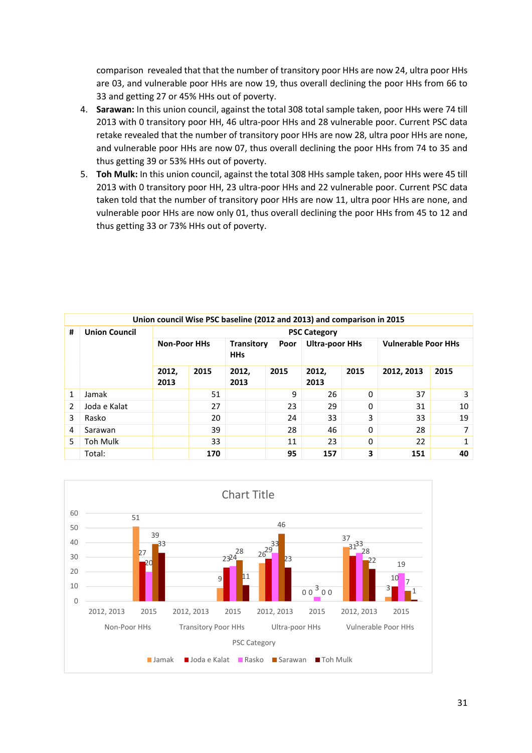comparison revealed that that the number of transitory poor HHs are now 24, ultra poor HHs are 03, and vulnerable poor HHs are now 19, thus overall declining the poor HHs from 66 to 33 and getting 27 or 45% HHs out of poverty.

4. **Sarawan:** In this union council, against the total 308 total sample taken, poor HHs were 74 till 2013 with 0 transitory poor HH, 46 ultra-poor HHs and 28 vulnerable poor. Current PSC data retake revealed that the number of transitory poor HHs are now 28, ultra poor HHs are none, and vulnerable poor HHs are now 07, thus overall declining the poor HHs from 74 to 35 and thus getting 39 or 53% HHs out of poverty.
5. **Toh Mulk:** In this union council, against the total 308 HHs sample taken, poor HHs were 45 till 2013 with 0 transitory poor HH, 23 ultra-poor HHs and 22 vulnerable poor. Current PSC data taken told that the number of transitory poor HHs are now 11, ultra poor HHs are none, and vulnerable poor HHs are now only 01, thus overall declining the poor HHs from 45 to 12 and thus getting 33 or 73% HHs out of poverty.

**Union council Wise PSC baseline (2012 and 2013) and comparison in 2015**

| # | Union Council | PSC Category | | | | | | | |
|---|---|---|---|---|---|---|---|---|---|
| | | Non-Poor HHs | | Transitory Poor HHs | | Ultra-poor HHs | | Vulnerable Poor HHs | |
| | | 2012, 2013 | 2015 | 2012, 2013 | 2015 | 2012, 2013 | 2015 | 2012, 2013 | 2015 |
| 1 | Jamak | | 51 | | 9 | 26 | 0 | 37 | 3 |
| 2 | Joda e Kalat | | 27 | | 23 | 29 | 0 | 31 | 10 |
| 3 | Rasko | | 20 | | 24 | 33 | 3 | 33 | 19 |
| 4 | Sarawan | | 39 | | 28 | 46 | 0 | 28 | 7 |
| 5 | Toh Mulk | | 33 | | 11 | 23 | 0 | 22 | 1 |
| | Total: | | **170** | | **95** | **157** | **3** | **151** | **40** |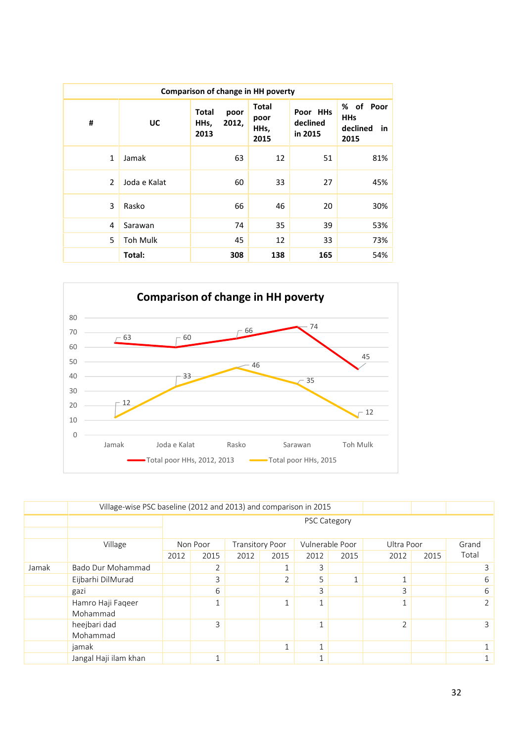| # | UC | Total poor HHs, 2012, 2013 | Total poor HHs, 2015 | Poor HHs declined in 2015 | % of Poor HHs declined in 2015 |
|---|---|---|---|---|---|
| **Comparison of change in HH poverty** | | | | | |
| 1 | Jamak | 63 | 12 | 51 | 81% |
| 2 | Joda e Kalat | 60 | 33 | 27 | 45% |
| 3 | Rasko | 66 | 46 | 20 | 30% |
| 4 | Sarawan | 74 | 35 | 39 | 53% |
| 5 | Toh Mulk | 45 | 12 | 33 | 73% |
| | **Total:** | **308** | **138** | **165** | 54% |

**Comparison of change in HH poverty**

| UC | Total poor HHs, 2012, 2013 | Total poor HHs, 2015 |
|---|---|---|
| Jamak | 63 | 12 |
| Joda e Kalat | 60 | 33 |
| Rasko | 66 | 46 |
| Sarawan | 74 | 35 |
| Toh Mulk | 45 | 12 |

Village-wise PSC baseline (2012 and 2013) and comparison in 2015

| | Village | PSC Category | | | | | | | | Grand Total |
|---|---|---|---|---|---|---|---|---|---|---|
| | | Non Poor | | Transitory Poor | | Vulnerable Poor | | Ultra Poor | | |
| | | 2012 | 2015 | 2012 | 2015 | 2012 | 2015 | 2012 | 2015 | |
| Jamak | Bado Dur Mohammad | | 2 | | 1 | 3 | | | | 3 |
| | Eijbarhi DilMurad | | 3 | | 2 | 5 | 1 | 1 | | 6 |
| | gazi | | 6 | | | 3 | | 3 | | 6 |
| | Hamro Haji Faqeer Mohammad | | 1 | | 1 | 1 | | 1 | | 2 |
| | heejbari dad Mohammad | | 3 | | | 1 | | 2 | | 3 |
| | jamak | | | | 1 | 1 | | | | 1 |
| | Jangal Haji ilam khan | | 1 | | | 1 | | | | 1 |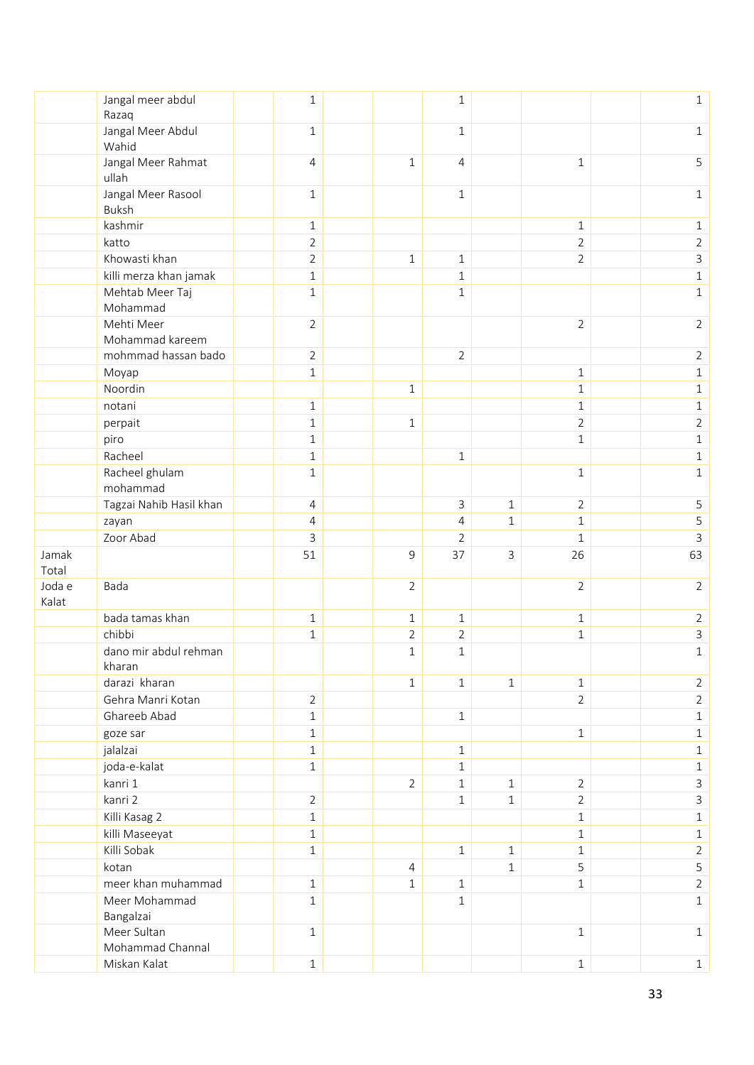| | | | | | | | | | | |
|---|---|---|---|---|---|---|---|---|---|---|
| | Jangal meer abdul Razaq | | 1 | | | 1 | | | | 1 |
| | Jangal Meer Abdul Wahid | | 1 | | | 1 | | | | 1 |
| | Jangal Meer Rahmat ullah | | 4 | | 1 | 4 | | 1 | | 5 |
| | Jangal Meer Rasool Buksh | | 1 | | | 1 | | | | 1 |
| | kashmir | | 1 | | | | | 1 | | 1 |
| | katto | | 2 | | | | | 2 | | 2 |
| | Khowasti khan | | 2 | | 1 | 1 | | 2 | | 3 |
| | killi merza khan jamak | | 1 | | | 1 | | | | 1 |
| | Mehtab Meer Taj Mohammad | | 1 | | | 1 | | | | 1 |
| | Mehti Meer Mohammad kareem | | 2 | | | | | 2 | | 2 |
| | mohmmad hassan bado | | 2 | | | 2 | | | | 2 |
| | Moyap | | 1 | | | | | 1 | | 1 |
| | Noordin | | | | 1 | | | 1 | | 1 |
| | notani | | 1 | | | | | 1 | | 1 |
| | perpait | | 1 | | 1 | | | 2 | | 2 |
| | piro | | 1 | | | | | 1 | | 1 |
| | Racheel | | 1 | | | 1 | | | | 1 |
| | Racheel ghulam mohammad | | 1 | | | | | 1 | | 1 |
| | Tagzai Nahib Hasil khan | | 4 | | | 3 | 1 | 2 | | 5 |
| | zayan | | 4 | | | 4 | 1 | 1 | | 5 |
| | Zoor Abad | | 3 | | | 2 | | 1 | | 3 |
| Jamak Total | | | 51 | | 9 | 37 | 3 | 26 | | 63 |
| Joda e Kalat | Bada | | | | 2 | | | 2 | | 2 |
| | bada tamas khan | | 1 | | 1 | 1 | | 1 | | 2 |
| | chibbi | | 1 | | 2 | 2 | | 1 | | 3 |
| | dano mir abdul rehman kharan | | | | 1 | 1 | | | | 1 |
| | darazi kharan | | | | 1 | 1 | 1 | 1 | | 2 |
| | Gehra Manri Kotan | | 2 | | | | | 2 | | 2 |
| | Ghareeb Abad | | 1 | | | 1 | | | | 1 |
| | goze sar | | 1 | | | | | 1 | | 1 |
| | jalalzai | | 1 | | | 1 | | | | 1 |
| | joda-e-kalat | | 1 | | | 1 | | | | 1 |
| | kanri 1 | | | | 2 | 1 | 1 | 2 | | 3 |
| | kanri 2 | | 2 | | | 1 | 1 | 2 | | 3 |
| | Killi Kasag 2 | | 1 | | | | | 1 | | 1 |
| | killi Maseeyat | | 1 | | | | | 1 | | 1 |
| | Killi Sobak | | 1 | | | 1 | 1 | 1 | | 2 |
| | kotan | | | | 4 | | 1 | 5 | | 5 |
| | meer khan muhammad | | 1 | | 1 | 1 | | 1 | | 2 |
| | Meer Mohammad Bangalzai | | 1 | | | 1 | | | | 1 |
| | Meer Sultan Mohammad Channal | | 1 | | | | | 1 | | 1 |
| | Miskan Kalat | | 1 | | | | | 1 | | 1 |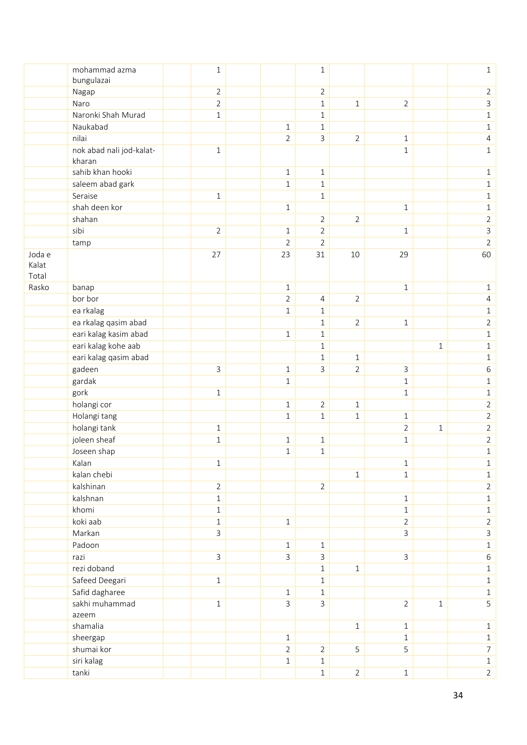| | | | | | | | | | | |
|---|---|---|---|---|---|---|---|---|---|---|
| | mohammad azma bungulazai | | 1 | | | 1 | | | | 1 |
| | Nagap | | 2 | | | 2 | | | | 2 |
| | Naro | | 2 | | | 1 | 1 | 2 | | 3 |
| | Naronki Shah Murad | | 1 | | | 1 | | | | 1 |
| | Naukabad | | | | 1 | 1 | | | | 1 |
| | nilai | | | | 2 | 3 | 2 | 1 | | 4 |
| | nok abad nali jod-kalat-kharan | | 1 | | | | | 1 | | 1 |
| | sahib khan hooki | | | | 1 | 1 | | | | 1 |
| | saleem abad gark | | | | 1 | 1 | | | | 1 |
| | Seraise | | 1 | | | 1 | | | | 1 |
| | shah deen kor | | | | 1 | | | 1 | | 1 |
| | shahan | | | | | 2 | 2 | | | 2 |
| | sibi | | 2 | | 1 | 2 | | 1 | | 3 |
| | tamp | | | | 2 | 2 | | | | 2 |
| Joda e Kalat Total | | | 27 | | 23 | 31 | 10 | 29 | | 60 |
| Rasko | banap | | | | 1 | | | 1 | | 1 |
| | bor bor | | | | 2 | 4 | 2 | | | 4 |
| | ea rkalag | | | | 1 | 1 | | | | 1 |
| | ea rkalag qasim abad | | | | | 1 | 2 | 1 | | 2 |
| | eari kalag kasim abad | | | | 1 | 1 | | | | 1 |
| | eari kalag kohe aab | | | | | 1 | | | 1 | 1 |
| | eari kalag qasim abad | | | | | 1 | 1 | | | 1 |
| | gadeen | | 3 | | 1 | 3 | 2 | 3 | | 6 |
| | gardak | | | | 1 | | | 1 | | 1 |
| | gork | | 1 | | | | | 1 | | 1 |
| | holangi cor | | | | 1 | 2 | 1 | | | 2 |
| | Holangi tang | | | | 1 | 1 | 1 | 1 | | 2 |
| | holangi tank | | 1 | | | | | 2 | 1 | 2 |
| | joleen sheaf | | 1 | | 1 | 1 | | 1 | | 2 |
| | Joseen shap | | | | 1 | 1 | | | | 1 |
| | Kalan | | 1 | | | | | 1 | | 1 |
| | kalan chebi | | | | | | 1 | 1 | | 1 |
| | kalshinan | | 2 | | | 2 | | | | 2 |
| | kalshnan | | 1 | | | | | 1 | | 1 |
| | khomi | | 1 | | | | | 1 | | 1 |
| | koki aab | | 1 | | 1 | | | 2 | | 2 |
| | Markan | | 3 | | | | | 3 | | 3 |
| | Padoon | | | | 1 | 1 | | | | 1 |
| | razi | | 3 | | 3 | 3 | | 3 | | 6 |
| | rezi doband | | | | | 1 | 1 | | | 1 |
| | Safeed Deegari | | 1 | | | 1 | | | | 1 |
| | Safid dagharee | | | | 1 | 1 | | | | 1 |
| | sakhi muhammad azeem | | 1 | | 3 | 3 | | 2 | 1 | 5 |
| | shamalia | | | | | | 1 | 1 | | 1 |
| | sheergap | | | | 1 | | | 1 | | 1 |
| | shumai kor | | | | 2 | 2 | 5 | 5 | | 7 |
| | siri kalag | | | | 1 | 1 | | | | 1 |
| | tanki | | | | | 1 | 2 | 1 | | 2 |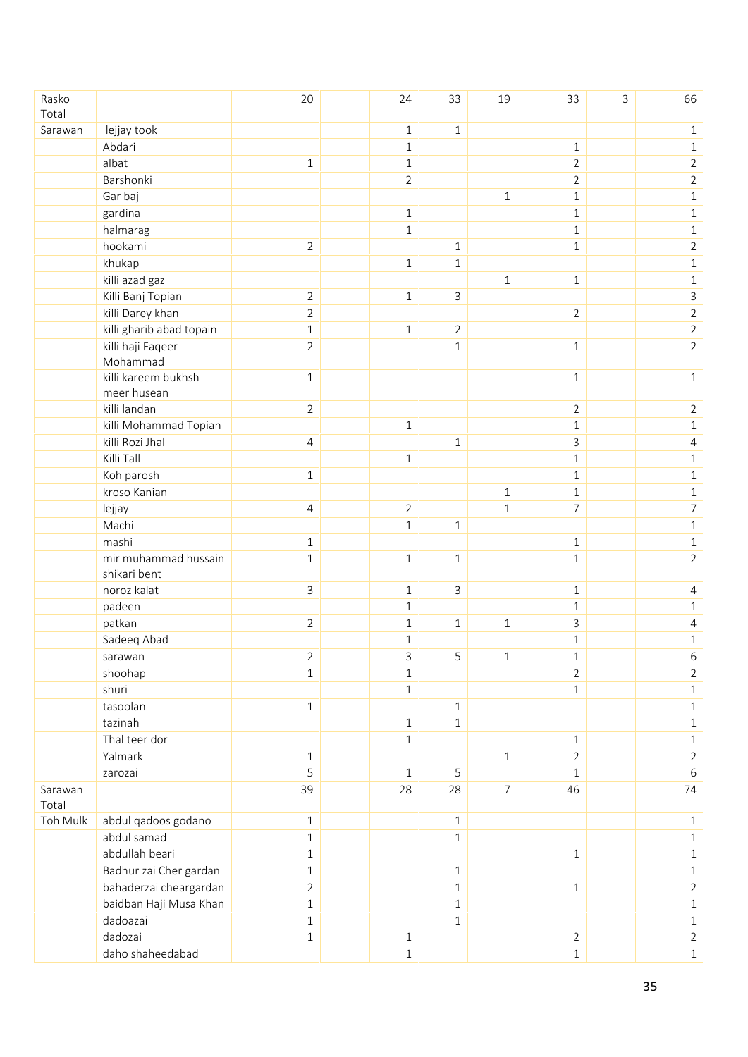| | | | | | | | | | | |
|---|---|---|---|---|---|---|---|---|---|---|
| Rasko Total | | | 20 | | 24 | 33 | 19 | 33 | 3 | 66 |
| Sarawan | lejjay took | | | | 1 | 1 | | | | 1 |
| | Abdari | | | | 1 | | | 1 | | 1 |
| | albat | | 1 | | 1 | | | 2 | | 2 |
| | Barshonki | | | | 2 | | | 2 | | 2 |
| | Gar baj | | | | | | 1 | 1 | | 1 |
| | gardina | | | | 1 | | | 1 | | 1 |
| | halmarag | | | | 1 | | | 1 | | 1 |
| | hookami | | 2 | | | 1 | | 1 | | 2 |
| | khukap | | | | 1 | 1 | | | | 1 |
| | killi azad gaz | | | | | | 1 | 1 | | 1 |
| | Killi Banj Topian | | 2 | | 1 | 3 | | | | 3 |
| | killi Darey khan | | 2 | | | | | 2 | | 2 |
| | killi gharib abad topain | | 1 | | 1 | 2 | | | | 2 |
| | killi haji Faqeer Mohammad | | 2 | | | 1 | | 1 | | 2 |
| | killi kareem bukhsh meer husean | | 1 | | | | | 1 | | 1 |
| | killi landan | | 2 | | | | | 2 | | 2 |
| | killi Mohammad Topian | | | | 1 | | | 1 | | 1 |
| | killi Rozi Jhal | | 4 | | | 1 | | 3 | | 4 |
| | Killi Tall | | | | 1 | | | 1 | | 1 |
| | Koh parosh | | 1 | | | | | 1 | | 1 |
| | kroso Kanian | | | | | | 1 | 1 | | 1 |
| | lejjay | | 4 | | 2 | | 1 | 7 | | 7 |
| | Machi | | | | 1 | 1 | | | | 1 |
| | mashi | | 1 | | | | | 1 | | 1 |
| | mir muhammad hussain shikari bent | | 1 | | 1 | 1 | | 1 | | 2 |
| | noroz kalat | | 3 | | 1 | 3 | | 1 | | 4 |
| | padeen | | | | 1 | | | 1 | | 1 |
| | patkan | | 2 | | 1 | 1 | 1 | 3 | | 4 |
| | Sadeeq Abad | | | | 1 | | | 1 | | 1 |
| | sarawan | | 2 | | 3 | 5 | 1 | 1 | | 6 |
| | shoohap | | 1 | | 1 | | | 2 | | 2 |
| | shuri | | | | 1 | | | 1 | | 1 |
| | tasoolan | | 1 | | | 1 | | | | 1 |
| | tazinah | | | | 1 | 1 | | | | 1 |
| | Thal teer dor | | | | 1 | | | 1 | | 1 |
| | Yalmark | | 1 | | | | 1 | 2 | | 2 |
| | zarozai | | 5 | | 1 | 5 | | 1 | | 6 |
| Sarawan Total | | | 39 | | 28 | 28 | 7 | 46 | | 74 |
| Toh Mulk | abdul qadoos godano | | 1 | | | 1 | | | | 1 |
| | abdul samad | | 1 | | | 1 | | | | 1 |
| | abdullah beari | | 1 | | | | | 1 | | 1 |
| | Badhur zai Cher gardan | | 1 | | | 1 | | | | 1 |
| | bahaderzai cheargardan | | 2 | | | 1 | | 1 | | 2 |
| | baidban Haji Musa Khan | | 1 | | | 1 | | | | 1 |
| | dadoazai | | 1 | | | 1 | | | | 1 |
| | dadozai | | 1 | | 1 | | | 2 | | 2 |
| | daho shaheedabad | | | | 1 | | | 1 | | 1 |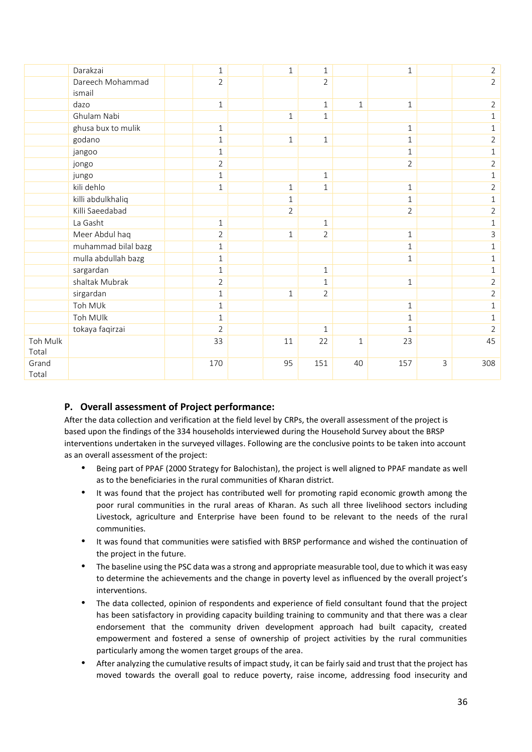| | | | | | | | | | | |
|---|---|---|---|---|---|---|---|---|---|---|
| | Darakzai | | 1 | | 1 | 1 | | 1 | | 2 |
| | Dareech Mohammad ismail | | 2 | | | 2 | | | | 2 |
| | dazo | | 1 | | | 1 | 1 | 1 | | 2 |
| | Ghulam Nabi | | | | 1 | 1 | | | | 1 |
| | ghusa bux to mulik | | 1 | | | | | 1 | | 1 |
| | godano | | 1 | | 1 | 1 | | 1 | | 2 |
| | jangoo | | 1 | | | | | 1 | | 1 |
| | jongo | | 2 | | | | | 2 | | 2 |
| | jungo | | 1 | | | 1 | | | | 1 |
| | kili dehlo | | 1 | | 1 | 1 | | 1 | | 2 |
| | killi abdulkhaliq | | | | 1 | | | 1 | | 1 |
| | Killi Saeedabad | | | | 2 | | | 2 | | 2 |
| | La Gasht | | 1 | | | 1 | | | | 1 |
| | Meer Abdul haq | | 2 | | 1 | 2 | | 1 | | 3 |
| | muhammad bilal bazg | | 1 | | | | | 1 | | 1 |
| | mulla abdullah bazg | | 1 | | | | | 1 | | 1 |
| | sargardan | | 1 | | | 1 | | | | 1 |
| | shaltak Mubrak | | 2 | | | 1 | | 1 | | 2 |
| | sirgardan | | 1 | | 1 | 2 | | | | 2 |
| | Toh MUk | | 1 | | | | | 1 | | 1 |
| | Toh MUlk | | 1 | | | | | 1 | | 1 |
| | tokaya faqirzai | | 2 | | | 1 | | 1 | | 2 |
| Toh Mulk Total | | | 33 | | 11 | 22 | 1 | 23 | | 45 |
| Grand Total | | | 170 | | 95 | 151 | 40 | 157 | 3 | 308 |

## P. Overall assessment of Project performance:

After the data collection and verification at the field level by CRPs, the overall assessment of the project is based upon the findings of the 334 households interviewed during the Household Survey about the BRSP interventions undertaken in the surveyed villages. Following are the conclusive points to be taken into account as an overall assessment of the project:

- Being part of PPAF (2000 Strategy for Balochistan), the project is well aligned to PPAF mandate as well as to the beneficiaries in the rural communities of Kharan district.
- It was found that the project has contributed well for promoting rapid economic growth among the poor rural communities in the rural areas of Kharan. As such all three livelihood sectors including Livestock, agriculture and Enterprise have been found to be relevant to the needs of the rural communities.
- It was found that communities were satisfied with BRSP performance and wished the continuation of the project in the future.
- The baseline using the PSC data was a strong and appropriate measurable tool, due to which it was easy to determine the achievements and the change in poverty level as influenced by the overall project's interventions.
- The data collected, opinion of respondents and experience of field consultant found that the project has been satisfactory in providing capacity building training to community and that there was a clear endorsement that the community driven development approach had built capacity, created empowerment and fostered a sense of ownership of project activities by the rural communities particularly among the women target groups of the area.
- After analyzing the cumulative results of impact study, it can be fairly said and trust that the project has moved towards the overall goal to reduce poverty, raise income, addressing food insecurity and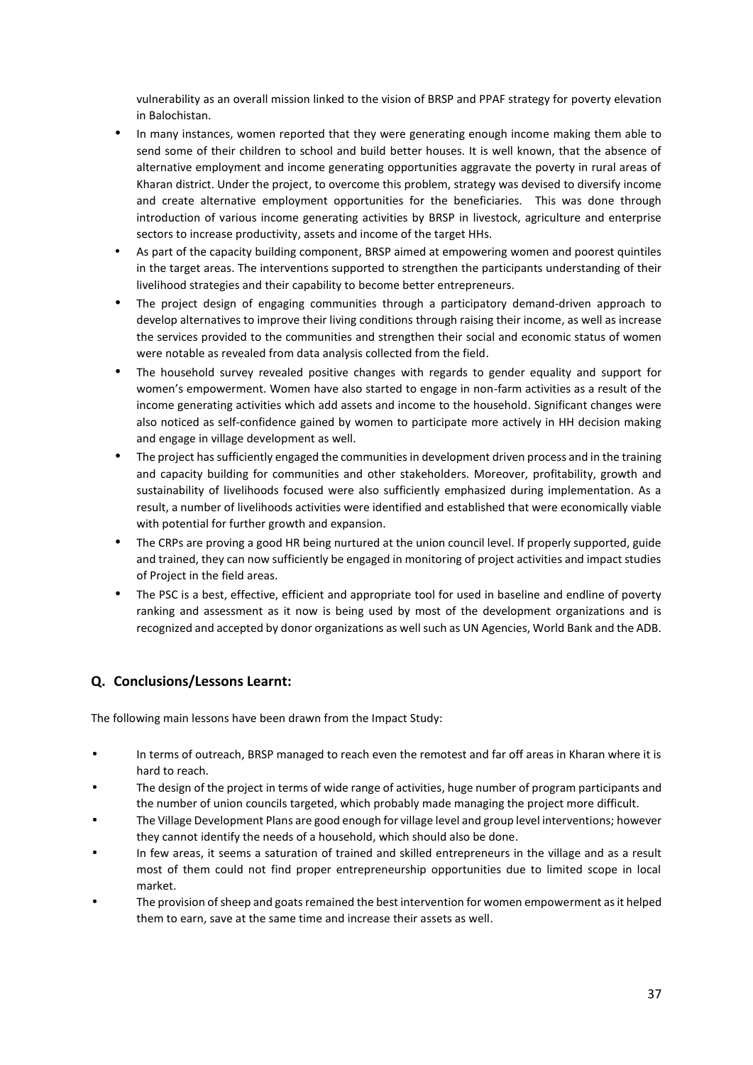vulnerability as an overall mission linked to the vision of BRSP and PPAF strategy for poverty elevation in Balochistan.

- In many instances, women reported that they were generating enough income making them able to send some of their children to school and build better houses. It is well known, that the absence of alternative employment and income generating opportunities aggravate the poverty in rural areas of Kharan district. Under the project, to overcome this problem, strategy was devised to diversify income and create alternative employment opportunities for the beneficiaries. This was done through introduction of various income generating activities by BRSP in livestock, agriculture and enterprise sectors to increase productivity, assets and income of the target HHs.
- As part of the capacity building component, BRSP aimed at empowering women and poorest quintiles in the target areas. The interventions supported to strengthen the participants understanding of their livelihood strategies and their capability to become better entrepreneurs.
- The project design of engaging communities through a participatory demand-driven approach to develop alternatives to improve their living conditions through raising their income, as well as increase the services provided to the communities and strengthen their social and economic status of women were notable as revealed from data analysis collected from the field.
- The household survey revealed positive changes with regards to gender equality and support for women's empowerment. Women have also started to engage in non-farm activities as a result of the income generating activities which add assets and income to the household. Significant changes were also noticed as self-confidence gained by women to participate more actively in HH decision making and engage in village development as well.
- The project has sufficiently engaged the communities in development driven process and in the training and capacity building for communities and other stakeholders. Moreover, profitability, growth and sustainability of livelihoods focused were also sufficiently emphasized during implementation. As a result, a number of livelihoods activities were identified and established that were economically viable with potential for further growth and expansion.
- The CRPs are proving a good HR being nurtured at the union council level. If properly supported, guide and trained, they can now sufficiently be engaged in monitoring of project activities and impact studies of Project in the field areas.
- The PSC is a best, effective, efficient and appropriate tool for used in baseline and endline of poverty ranking and assessment as it now is being used by most of the development organizations and is recognized and accepted by donor organizations as well such as UN Agencies, World Bank and the ADB.

## Q. Conclusions/Lessons Learnt:

The following main lessons have been drawn from the Impact Study:

- In terms of outreach, BRSP managed to reach even the remotest and far off areas in Kharan where it is hard to reach.
- The design of the project in terms of wide range of activities, huge number of program participants and the number of union councils targeted, which probably made managing the project more difficult.
- The Village Development Plans are good enough for village level and group level interventions; however they cannot identify the needs of a household, which should also be done.
- In few areas, it seems a saturation of trained and skilled entrepreneurs in the village and as a result most of them could not find proper entrepreneurship opportunities due to limited scope in local market.
- The provision of sheep and goats remained the best intervention for women empowerment as it helped them to earn, save at the same time and increase their assets as well.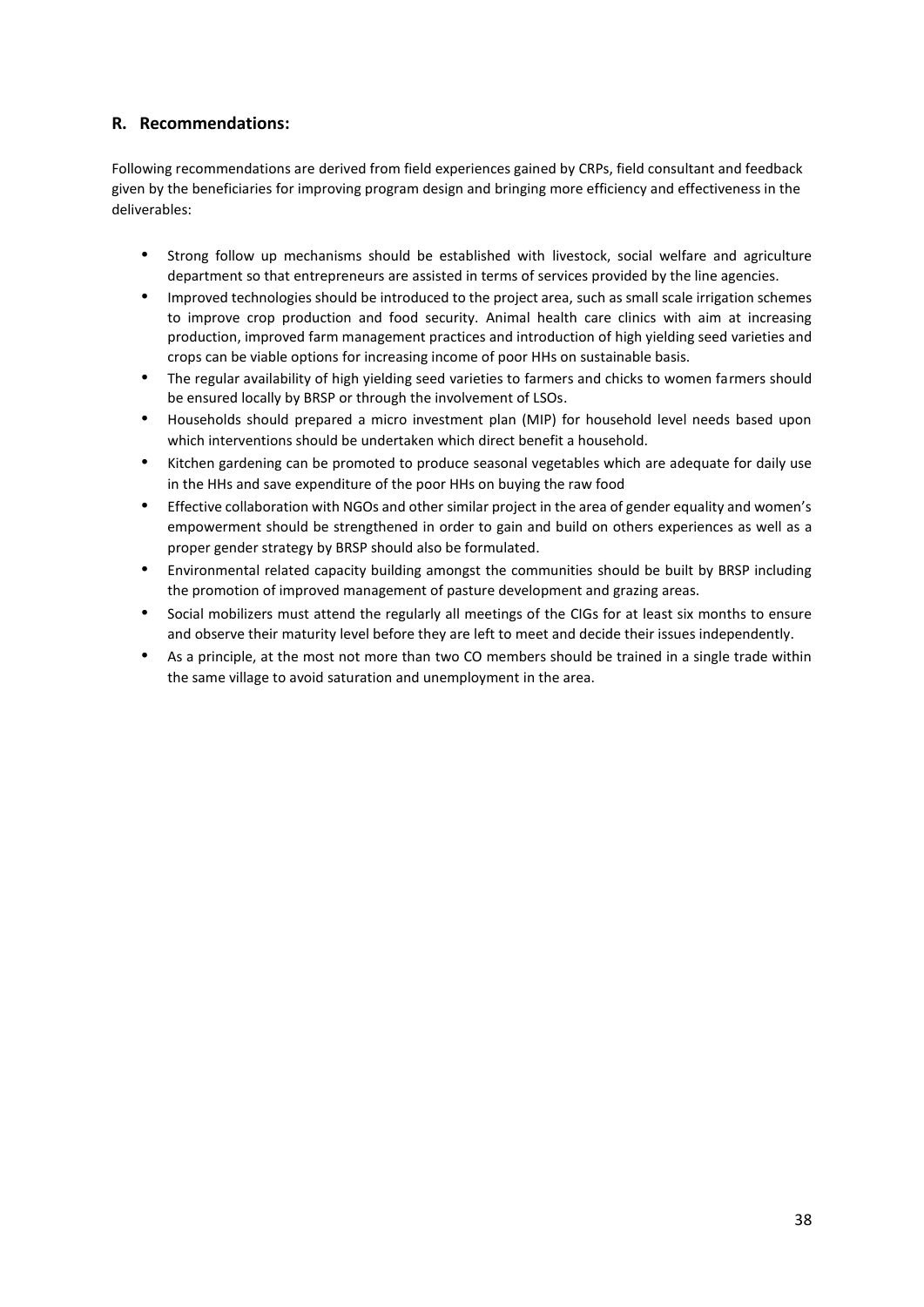## R. Recommendations:

Following recommendations are derived from field experiences gained by CRPs, field consultant and feedback given by the beneficiaries for improving program design and bringing more efficiency and effectiveness in the deliverables:

- Strong follow up mechanisms should be established with livestock, social welfare and agriculture department so that entrepreneurs are assisted in terms of services provided by the line agencies.
- Improved technologies should be introduced to the project area, such as small scale irrigation schemes to improve crop production and food security. Animal health care clinics with aim at increasing production, improved farm management practices and introduction of high yielding seed varieties and crops can be viable options for increasing income of poor HHs on sustainable basis.
- The regular availability of high yielding seed varieties to farmers and chicks to women farmers should be ensured locally by BRSP or through the involvement of LSOs.
- Households should prepared a micro investment plan (MIP) for household level needs based upon which interventions should be undertaken which direct benefit a household.
- Kitchen gardening can be promoted to produce seasonal vegetables which are adequate for daily use in the HHs and save expenditure of the poor HHs on buying the raw food
- Effective collaboration with NGOs and other similar project in the area of gender equality and women's empowerment should be strengthened in order to gain and build on others experiences as well as a proper gender strategy by BRSP should also be formulated.
- Environmental related capacity building amongst the communities should be built by BRSP including the promotion of improved management of pasture development and grazing areas.
- Social mobilizers must attend the regularly all meetings of the CIGs for at least six months to ensure and observe their maturity level before they are left to meet and decide their issues independently.
- As a principle, at the most not more than two CO members should be trained in a single trade within the same village to avoid saturation and unemployment in the area.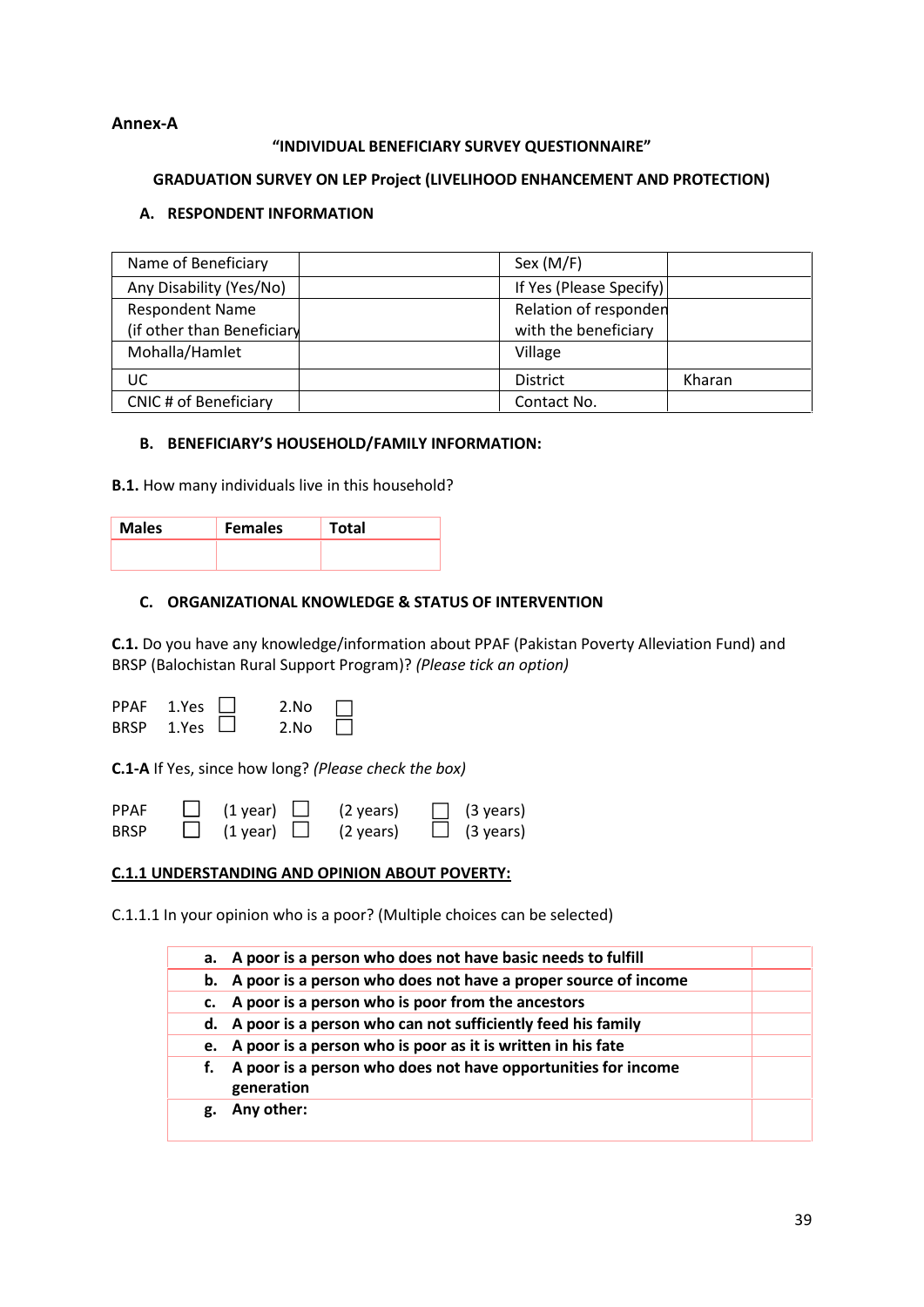**Annex-A**

**"INDIVIDUAL BENEFICIARY SURVEY QUESTIONNAIRE"**

**GRADUATION SURVEY ON LEP Project (LIVELIHOOD ENHANCEMENT AND PROTECTION)**

**A. RESPONDENT INFORMATION**

| Name of Beneficiary | | Sex (M/F) | |
|---|---|---|---|
| Any Disability (Yes/No) | | If Yes (Please Specify) | |
| Respondent Name (if other than Beneficiary | | Relation of responden with the beneficiary | |
| Mohalla/Hamlet | | Village | |
| UC | | District | Kharan |
| CNIC # of Beneficiary | | Contact No. | |

**B. BENEFICIARY'S HOUSEHOLD/FAMILY INFORMATION:**

**B.1.** How many individuals live in this household?

| Males | Females | Total |
|---|---|---|
| | | |

**C. ORGANIZATIONAL KNOWLEDGE & STATUS OF INTERVENTION**

**C.1.** Do you have any knowledge/information about PPAF (Pakistan Poverty Alleviation Fund) and BRSP (Balochistan Rural Support Program)? *(Please tick an option)*

PPAF 1.Yes ☐ 2.No ☐
BRSP 1.Yes ☐ 2.No ☐

**C.1-A** If Yes, since how long? *(Please check the box)*

PPAF ☐ (1 year) ☐ (2 years) ☐ (3 years)
BRSP ☐ (1 year) ☐ (2 years) ☐ (3 years)

**C.1.1 UNDERSTANDING AND OPINION ABOUT POVERTY:**

C.1.1.1 In your opinion who is a poor? (Multiple choices can be selected)

| | |
|---|---|
| **a. A poor is a person who does not have basic needs to fulfill** | |
| **b. A poor is a person who does not have a proper source of income** | |
| **c. A poor is a person who is poor from the ancestors** | |
| **d. A poor is a person who can not sufficiently feed his family** | |
| **e. A poor is a person who is poor as it is written in his fate** | |
| **f. A poor is a person who does not have opportunities for income generation** | |
| **g. Any other:** | |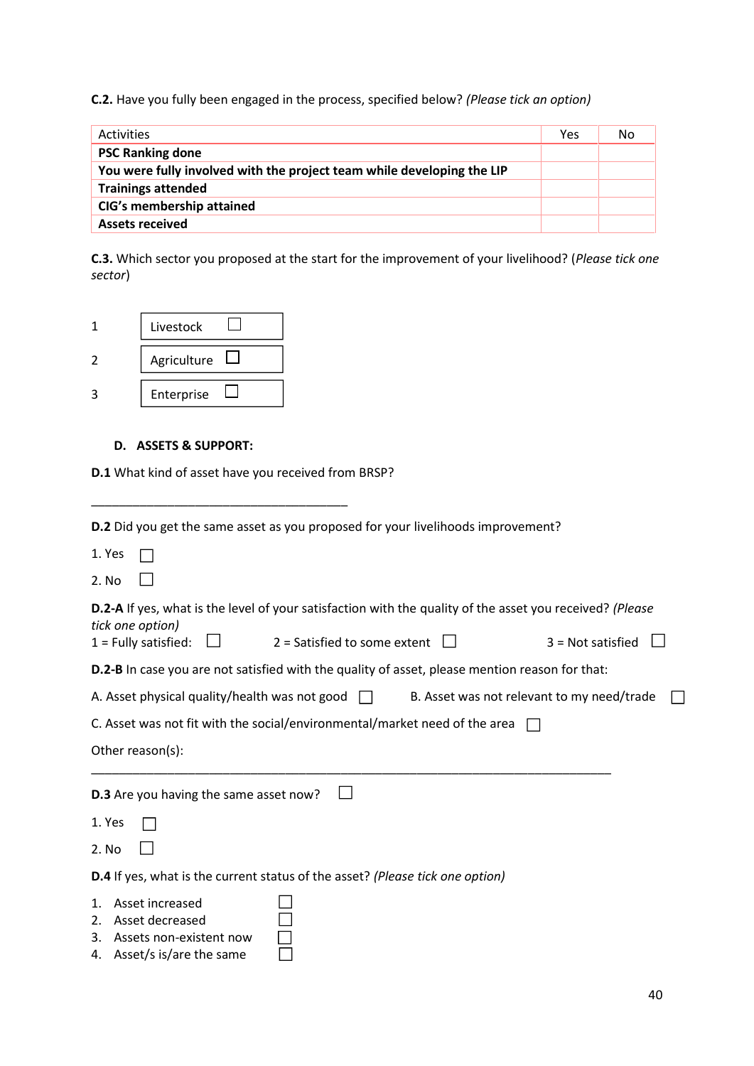**C.2.** Have you fully been engaged in the process, specified below? *(Please tick an option)*

| Activities | Yes | No |
|---|---|---|
| **PSC Ranking done** | | |
| **You were fully involved with the project team while developing the LIP** | | |
| **Trainings attended** | | |
| **CIG's membership attained** | | |
| **Assets received** | | |

**C.3.** Which sector you proposed at the start for the improvement of your livelihood? (*Please tick one sector*)

1. Livestock ☐
2. Agriculture ☐
3. Enterprise ☐

### D. ASSETS & SUPPORT:

**D.1** What kind of asset have you received from BRSP?

______________________________________

**D.2** Did you get the same asset as you proposed for your livelihoods improvement?

1. Yes ☐
2. No ☐

**D.2-A** If yes, what is the level of your satisfaction with the quality of the asset you received? *(Please tick one option)*

1 = Fully satisfied: ☐   2 = Satisfied to some extent ☐   3 = Not satisfied ☐

**D.2-B** In case you are not satisfied with the quality of asset, please mention reason for that:

A. Asset physical quality/health was not good ☐   B. Asset was not relevant to my need/trade ☐

C. Asset was not fit with the social/environmental/market need of the area ☐

Other reason(s):

_____________________________________________________________________________

**D.3** Are you having the same asset now? ☐

1. Yes ☐
2. No ☐

**D.4** If yes, what is the current status of the asset? *(Please tick one option)*

1. Asset increased ☐
2. Asset decreased ☐
3. Assets non-existent now ☐
4. Asset/s is/are the same ☐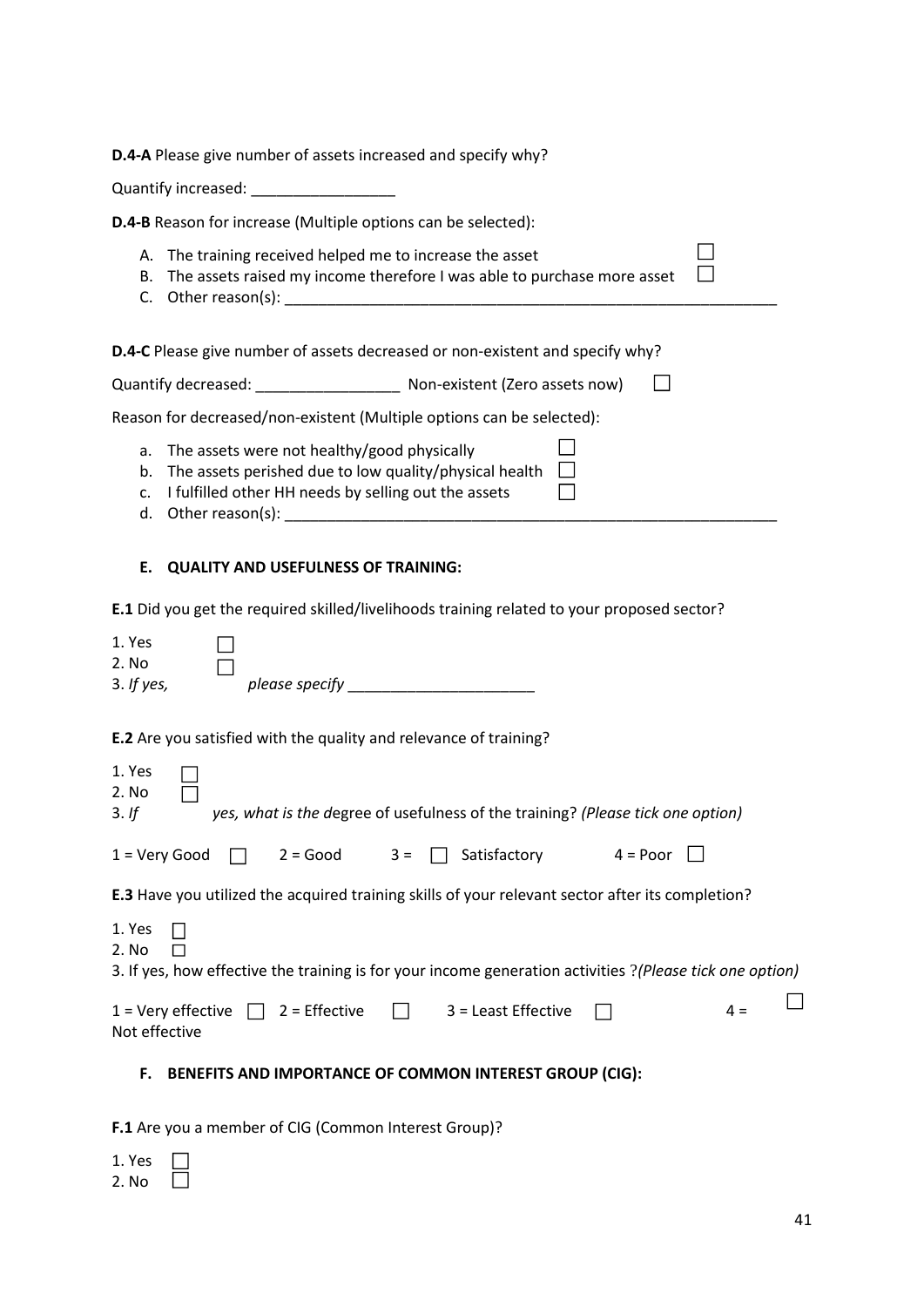**D.4-A** Please give number of assets increased and specify why?

Quantify increased: _________________

**D.4-B** Reason for increase (Multiple options can be selected):

A. The training received helped me to increase the asset ☐
B. The assets raised my income therefore I was able to purchase more asset ☐
C. Other reason(s): ___________________________________________________________

**D.4-C** Please give number of assets decreased or non-existent and specify why?

Quantify decreased: _________________ Non-existent (Zero assets now) ☐

Reason for decreased/non-existent (Multiple options can be selected):

a. The assets were not healthy/good physically ☐
b. The assets perished due to low quality/physical health ☐
c. I fulfilled other HH needs by selling out the assets ☐
d. Other reason(s): ___________________________________________________________

## E. QUALITY AND USEFULNESS OF TRAINING:

**E.1** Did you get the required skilled/livelihoods training related to your proposed sector?

1. Yes ☐
2. No ☐
3. *If yes, please specify* ______________________

**E.2** Are you satisfied with the quality and relevance of training?

1. Yes ☐
2. No ☐
3. *If yes, what is the d*egree of usefulness of the training? *(Please tick one option)*

1 = Very Good ☐ 2 = Good 3 = ☐ Satisfactory 4 = Poor ☐

**E.3** Have you utilized the acquired training skills of your relevant sector after its completion?

1. Yes ☐
2. No ☐
3. If yes, how effective the training is for your income generation activities ?*(Please tick one option)*

1 = Very effective ☐ 2 = Effective ☐ 3 = Least Effective ☐ 4 = Not effective ☐

## F. BENEFITS AND IMPORTANCE OF COMMON INTEREST GROUP (CIG):

**F.1** Are you a member of CIG (Common Interest Group)?

1. Yes ☐
2. No ☐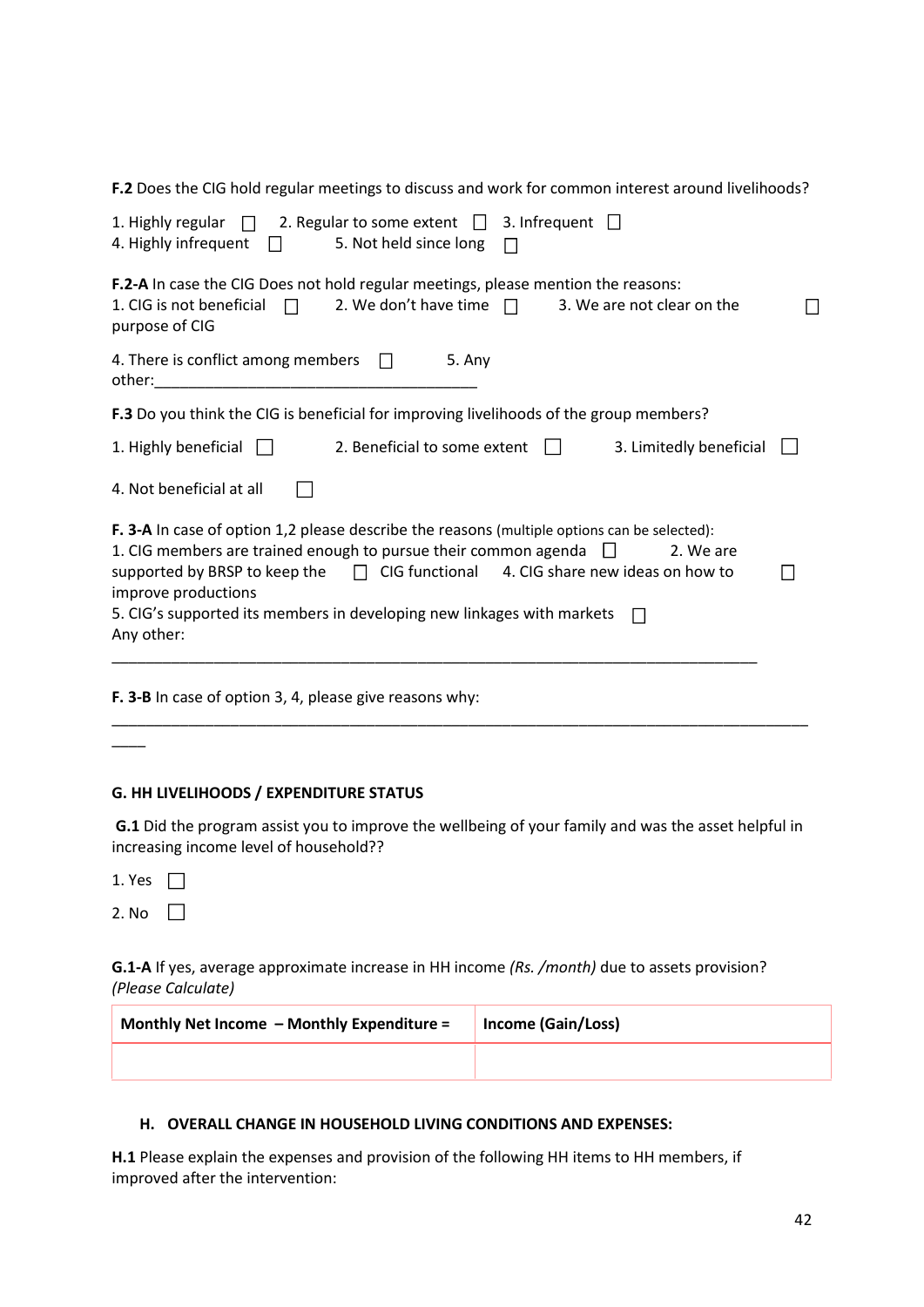**F.2** Does the CIG hold regular meetings to discuss and work for common interest around livelihoods?

1. Highly regular ☐ 2. Regular to some extent ☐ 3. Infrequent ☐
4. Highly infrequent ☐ 5. Not held since long ☐

**F.2-A** In case the CIG Does not hold regular meetings, please mention the reasons:
1. CIG is not beneficial ☐ 2. We don't have time ☐ 3. We are not clear on the purpose of CIG ☐

4. There is conflict among members ☐ 5. Any other:_____________________________________

**F.3** Do you think the CIG is beneficial for improving livelihoods of the group members?

1. Highly beneficial ☐ 2. Beneficial to some extent ☐ 3. Limitedly beneficial ☐

4. Not beneficial at all ☐

**F. 3-A** In case of option 1,2 please describe the reasons (multiple options can be selected):
1. CIG members are trained enough to pursue their common agenda ☐ 2. We are supported by BRSP to keep the ☐ CIG functional 4. CIG share new ideas on how to improve productions ☐
5. CIG's supported its members in developing new linkages with markets ☐
Any other:
__________________________________________________________________________

**F. 3-B** In case of option 3, 4, please give reasons why:
______________________________________________________________________________
____

**G. HH LIVELIHOODS / EXPENDITURE STATUS**

**G.1** Did the program assist you to improve the wellbeing of your family and was the asset helpful in increasing income level of household??

1. Yes ☐

2. No ☐

**G.1-A** If yes, average approximate increase in HH income *(Rs. /month)* due to assets provision? *(Please Calculate)*

| Monthly Net Income – Monthly Expenditure = | Income (Gain/Loss) |
|---|---|
| | |

**H. OVERALL CHANGE IN HOUSEHOLD LIVING CONDITIONS AND EXPENSES:**

**H.1** Please explain the expenses and provision of the following HH items to HH members, if improved after the intervention: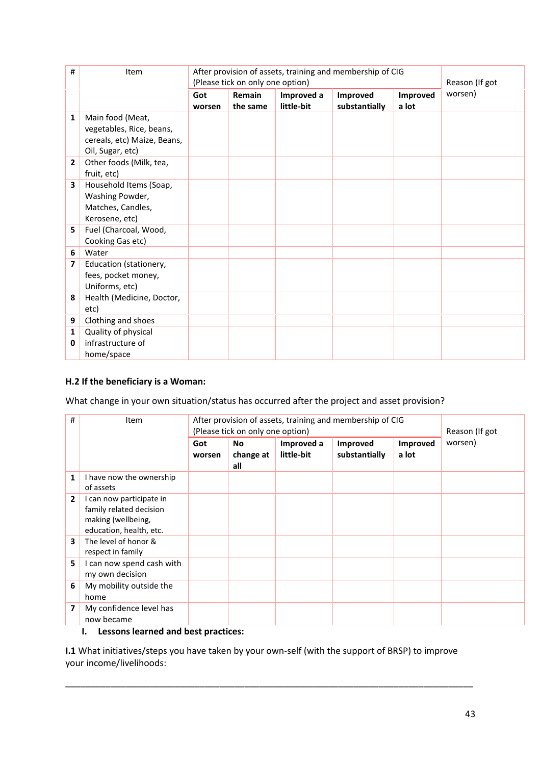| # | Item | After provision of assets, training and membership of CIG (Please tick on only one option) | | | | | Reason (If got worsen) |
|---|---|---|---|---|---|---|---|
| | | **Got worsen** | **Remain the same** | **Improved a little-bit** | **Improved substantially** | **Improved a lot** | |
| **1** | Main food (Meat, vegetables, Rice, beans, cereals, etc) Maize, Beans, Oil, Sugar, etc) | | | | | | |
| **2** | Other foods (Milk, tea, fruit, etc) | | | | | | |
| **3** | Household Items (Soap, Washing Powder, Matches, Candles, Kerosene, etc) | | | | | | |
| **5** | Fuel (Charcoal, Wood, Cooking Gas etc) | | | | | | |
| **6** | Water | | | | | | |
| **7** | Education (stationery, fees, pocket money, Uniforms, etc) | | | | | | |
| **8** | Health (Medicine, Doctor, etc) | | | | | | |
| **9** | Clothing and shoes | | | | | | |
| **10** | Quality of physical infrastructure of home/space | | | | | | |

**H.2 If the beneficiary is a Woman:**

What change in your own situation/status has occurred after the project and asset provision?

| # | Item | After provision of assets, training and membership of CIG (Please tick on only one option) | | | | | Reason (If got worsen) |
|---|---|---|---|---|---|---|---|
| | | **Got worsen** | **No change at all** | **Improved a little-bit** | **Improved substantially** | **Improved a lot** | |
| **1** | I have now the ownership of assets | | | | | | |
| **2** | I can now participate in family related decision making (wellbeing, education, health, etc. | | | | | | |
| **3** | The level of honor & respect in family | | | | | | |
| **5** | I can now spend cash with my own decision | | | | | | |
| **6** | My mobility outside the home | | | | | | |
| **7** | My confidence level has now became | | | | | | |

## I. Lessons learned and best practices:

**I.1** What initiatives/steps you have taken by your own-self (with the support of BRSP) to improve your income/livelihoods:

_______________________________________________________________________________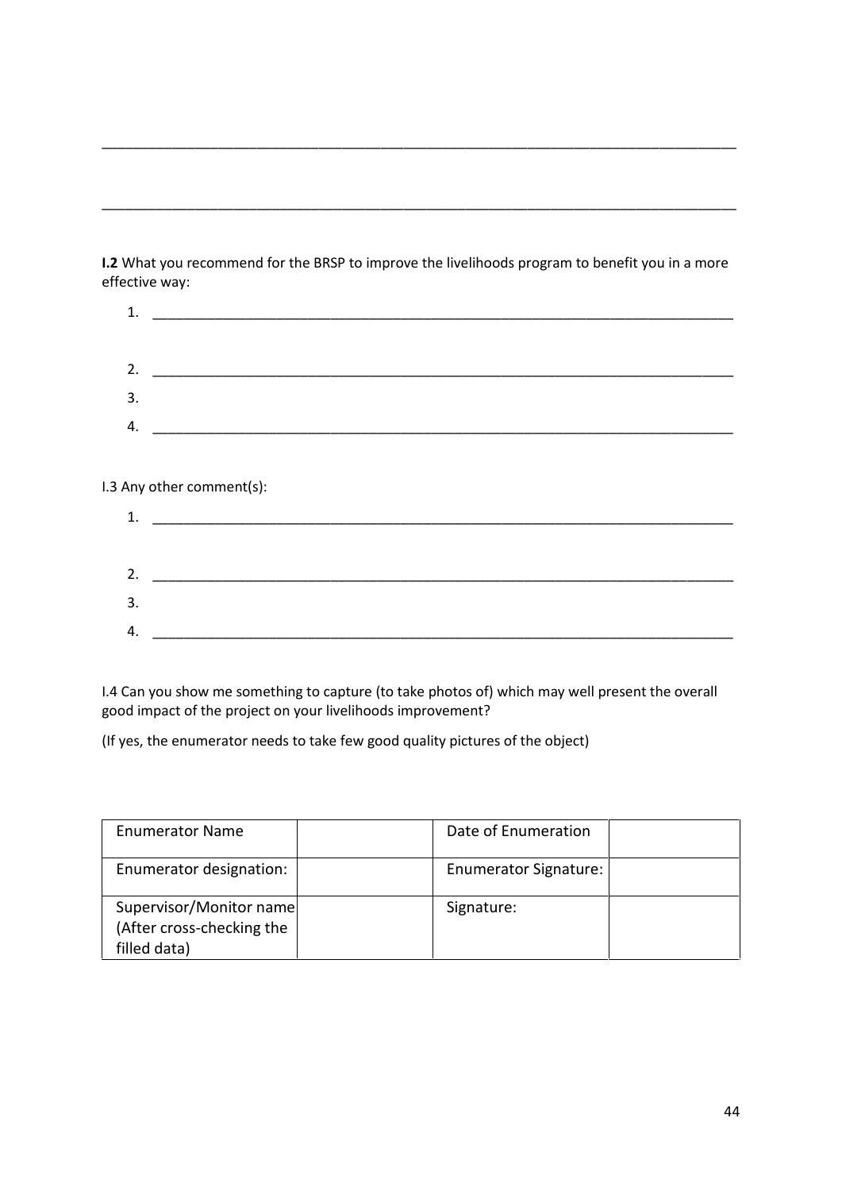________________________________________________________________________________

________________________________________________________________________________

**I.2** What you recommend for the BRSP to improve the livelihoods program to benefit you in a more effective way:

1. ____________________________________________________________________________
2. ____________________________________________________________________________
3. 
4. ____________________________________________________________________________

I.3 Any other comment(s):

1. ____________________________________________________________________________
2. ____________________________________________________________________________
3. 
4. ____________________________________________________________________________

I.4 Can you show me something to capture (to take photos of) which may well present the overall good impact of the project on your livelihoods improvement?

(If yes, the enumerator needs to take few good quality pictures of the object)

| | | | |
|---|---|---|---|
| Enumerator Name | | Date of Enumeration | |
| Enumerator designation: | | Enumerator Signature: | |
| Supervisor/Monitor name (After cross-checking the filled data) | | Signature: | |